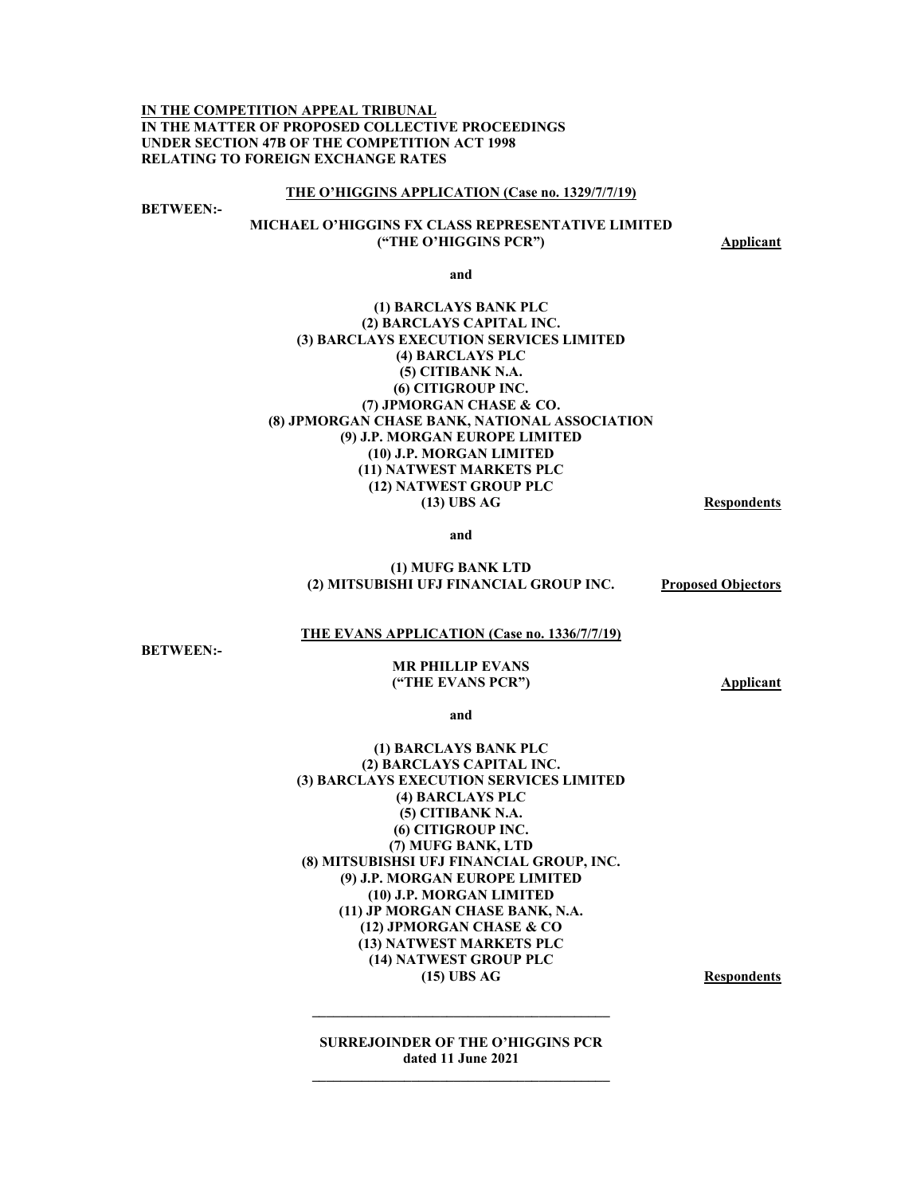**IN THE COMPETITION APPEAL TRIBUNAL**
**IN THE MATTER OF PROPOSED COLLECTIVE PROCEEDINGS**
**UNDER SECTION 47B OF THE COMPETITION ACT 1998**
**RELATING TO FOREIGN EXCHANGE RATES**

**THE O'HIGGINS APPLICATION (Case no. 1329/7/7/19)**

**BETWEEN:-**

**MICHAEL O'HIGGINS FX CLASS REPRESENTATIVE LIMITED**
**("THE O'HIGGINS PCR")** **Applicant**

**and**

**(1) BARCLAYS BANK PLC**
**(2) BARCLAYS CAPITAL INC.**
**(3) BARCLAYS EXECUTION SERVICES LIMITED**
**(4) BARCLAYS PLC**
**(5) CITIBANK N.A.**
**(6) CITIGROUP INC.**
**(7) JPMORGAN CHASE & CO.**
**(8) JPMORGAN CHASE BANK, NATIONAL ASSOCIATION**
**(9) J.P. MORGAN EUROPE LIMITED**
**(10) J.P. MORGAN LIMITED**
**(11) NATWEST MARKETS PLC**
**(12) NATWEST GROUP PLC**
**(13) UBS AG** **Respondents**

**and**

**(1) MUFG BANK LTD**
**(2) MITSUBISHI UFJ FINANCIAL GROUP INC.** **Proposed Objectors**

**THE EVANS APPLICATION (Case no. 1336/7/7/19)**

**BETWEEN:-**

**MR PHILLIP EVANS**
**("THE EVANS PCR")** **Applicant**

**and**

**(1) BARCLAYS BANK PLC**
**(2) BARCLAYS CAPITAL INC.**
**(3) BARCLAYS EXECUTION SERVICES LIMITED**
**(4) BARCLAYS PLC**
**(5) CITIBANK N.A.**
**(6) CITIGROUP INC.**
**(7) MUFG BANK, LTD**
**(8) MITSUBISHSI UFJ FINANCIAL GROUP, INC.**
**(9) J.P. MORGAN EUROPE LIMITED**
**(10) J.P. MORGAN LIMITED**
**(11) JP MORGAN CHASE BANK, N.A.**
**(12) JPMORGAN CHASE & CO**
**(13) NATWEST MARKETS PLC**
**(14) NATWEST GROUP PLC**
**(15) UBS AG** **Respondents**

---

**SURREJOINDER OF THE O'HIGGINS PCR**
**dated 11 June 2021**

---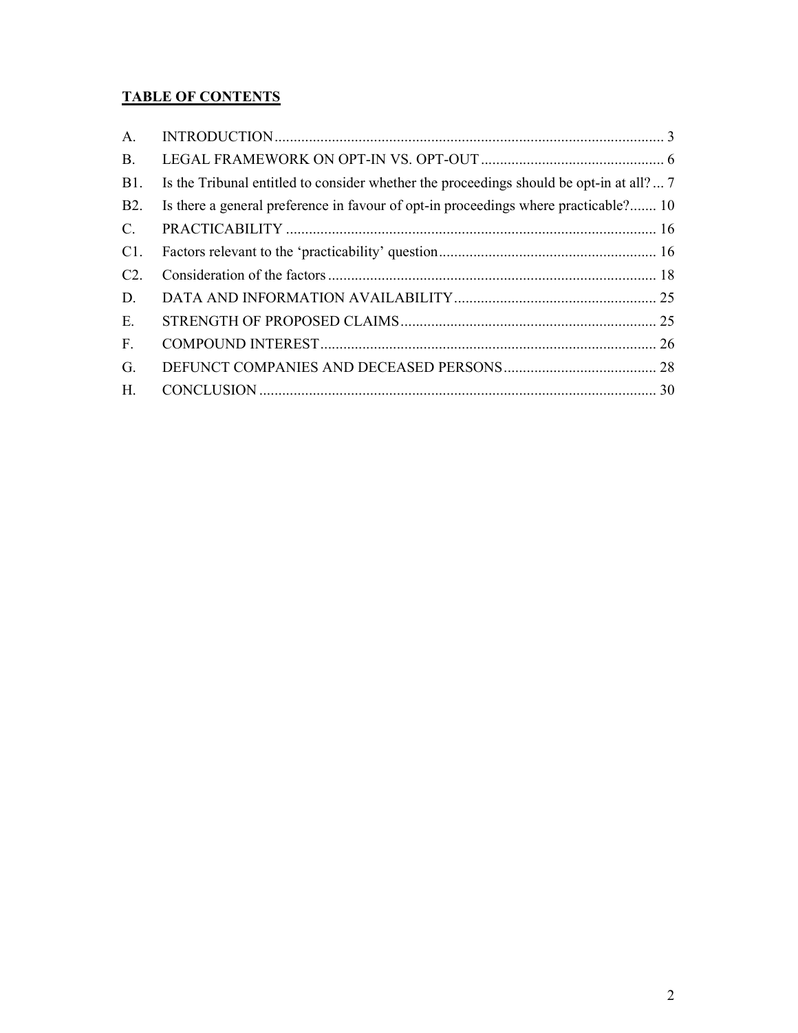**TABLE OF CONTENTS**

| | | |
|---|---|---|
| A. | INTRODUCTION | 3 |
| B. | LEGAL FRAMEWORK ON OPT-IN VS. OPT-OUT | 6 |
| B1. | Is the Tribunal entitled to consider whether the proceedings should be opt-in at all? | 7 |
| B2. | Is there a general preference in favour of opt-in proceedings where practicable? | 10 |
| C. | PRACTICABILITY | 16 |
| C1. | Factors relevant to the ‘practicability’ question | 16 |
| C2. | Consideration of the factors | 18 |
| D. | DATA AND INFORMATION AVAILABILITY | 25 |
| E. | STRENGTH OF PROPOSED CLAIMS | 25 |
| F. | COMPOUND INTEREST | 26 |
| G. | DEFUNCT COMPANIES AND DECEASED PERSONS | 28 |
| H. | CONCLUSION | 30 |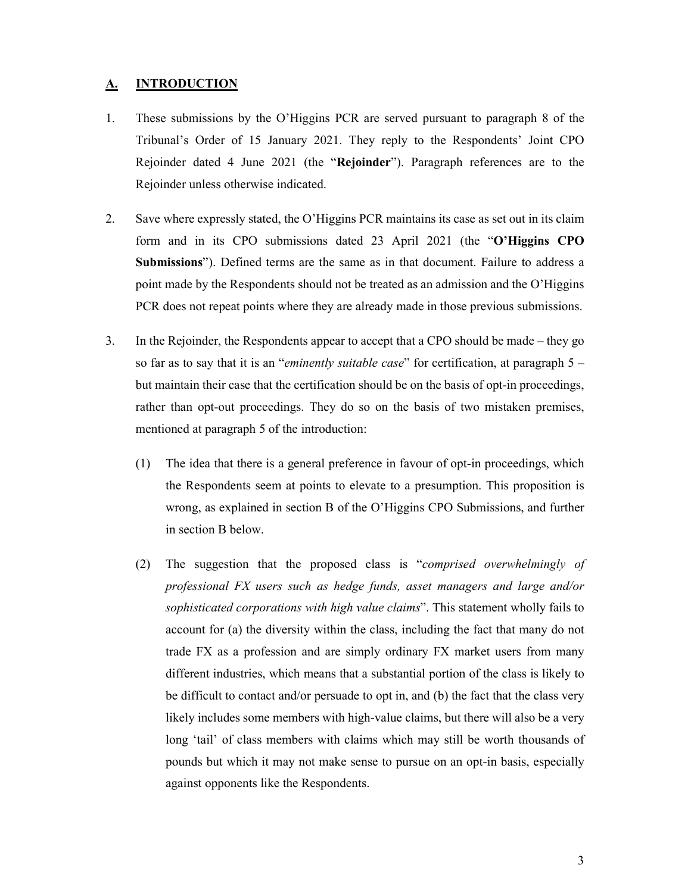## A. INTRODUCTION

1. These submissions by the O'Higgins PCR are served pursuant to paragraph 8 of the Tribunal's Order of 15 January 2021. They reply to the Respondents' Joint CPO Rejoinder dated 4 June 2021 (the "**Rejoinder**"). Paragraph references are to the Rejoinder unless otherwise indicated.

2. Save where expressly stated, the O'Higgins PCR maintains its case as set out in its claim form and in its CPO submissions dated 23 April 2021 (the "**O'Higgins CPO Submissions**"). Defined terms are the same as in that document. Failure to address a point made by the Respondents should not be treated as an admission and the O'Higgins PCR does not repeat points where they are already made in those previous submissions.

3. In the Rejoinder, the Respondents appear to accept that a CPO should be made – they go so far as to say that it is an "*eminently suitable case*" for certification, at paragraph 5 – but maintain their case that the certification should be on the basis of opt-in proceedings, rather than opt-out proceedings. They do so on the basis of two mistaken premises, mentioned at paragraph 5 of the introduction:

   (1) The idea that there is a general preference in favour of opt-in proceedings, which the Respondents seem at points to elevate to a presumption. This proposition is wrong, as explained in section B of the O'Higgins CPO Submissions, and further in section B below.

   (2) The suggestion that the proposed class is "*comprised overwhelmingly of professional FX users such as hedge funds, asset managers and large and/or sophisticated corporations with high value claims*". This statement wholly fails to account for (a) the diversity within the class, including the fact that many do not trade FX as a profession and are simply ordinary FX market users from many different industries, which means that a substantial portion of the class is likely to be difficult to contact and/or persuade to opt in, and (b) the fact that the class very likely includes some members with high-value claims, but there will also be a very long 'tail' of class members with claims which may still be worth thousands of pounds but which it may not make sense to pursue on an opt-in basis, especially against opponents like the Respondents.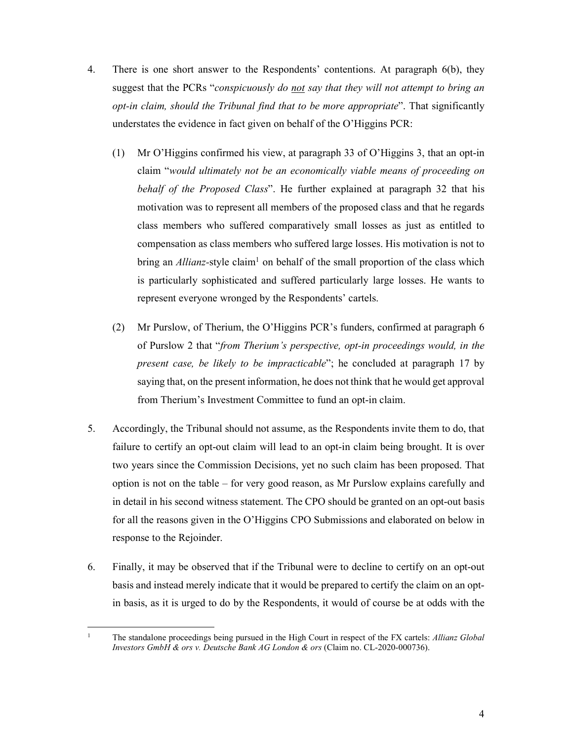4. There is one short answer to the Respondents' contentions. At paragraph 6(b), they suggest that the PCRs "*conspicuously do not say that they will not attempt to bring an opt-in claim, should the Tribunal find that to be more appropriate*". That significantly understates the evidence in fact given on behalf of the O'Higgins PCR:

   (1) Mr O'Higgins confirmed his view, at paragraph 33 of O'Higgins 3, that an opt-in claim "*would ultimately not be an economically viable means of proceeding on behalf of the Proposed Class*". He further explained at paragraph 32 that his motivation was to represent all members of the proposed class and that he regards class members who suffered comparatively small losses as just as entitled to compensation as class members who suffered large losses. His motivation is not to bring an *Allianz*-style claim[1] on behalf of the small proportion of the class which is particularly sophisticated and suffered particularly large losses. He wants to represent everyone wronged by the Respondents' cartels.

   (2) Mr Purslow, of Therium, the O'Higgins PCR's funders, confirmed at paragraph 6 of Purslow 2 that "*from Therium's perspective, opt-in proceedings would, in the present case, be likely to be impracticable*"; he concluded at paragraph 17 by saying that, on the present information, he does not think that he would get approval from Therium's Investment Committee to fund an opt-in claim.

5. Accordingly, the Tribunal should not assume, as the Respondents invite them to do, that failure to certify an opt-out claim will lead to an opt-in claim being brought. It is over two years since the Commission Decisions, yet no such claim has been proposed. That option is not on the table – for very good reason, as Mr Purslow explains carefully and in detail in his second witness statement. The CPO should be granted on an opt-out basis for all the reasons given in the O'Higgins CPO Submissions and elaborated on below in response to the Rejoinder.

6. Finally, it may be observed that if the Tribunal were to decline to certify on an opt-out basis and instead merely indicate that it would be prepared to certify the claim on an opt-in basis, as it is urged to do by the Respondents, it would of course be at odds with the

[1] The standalone proceedings being pursued in the High Court in respect of the FX cartels: *Allianz Global Investors GmbH & ors v. Deutsche Bank AG London & ors* (Claim no. CL-2020-000736).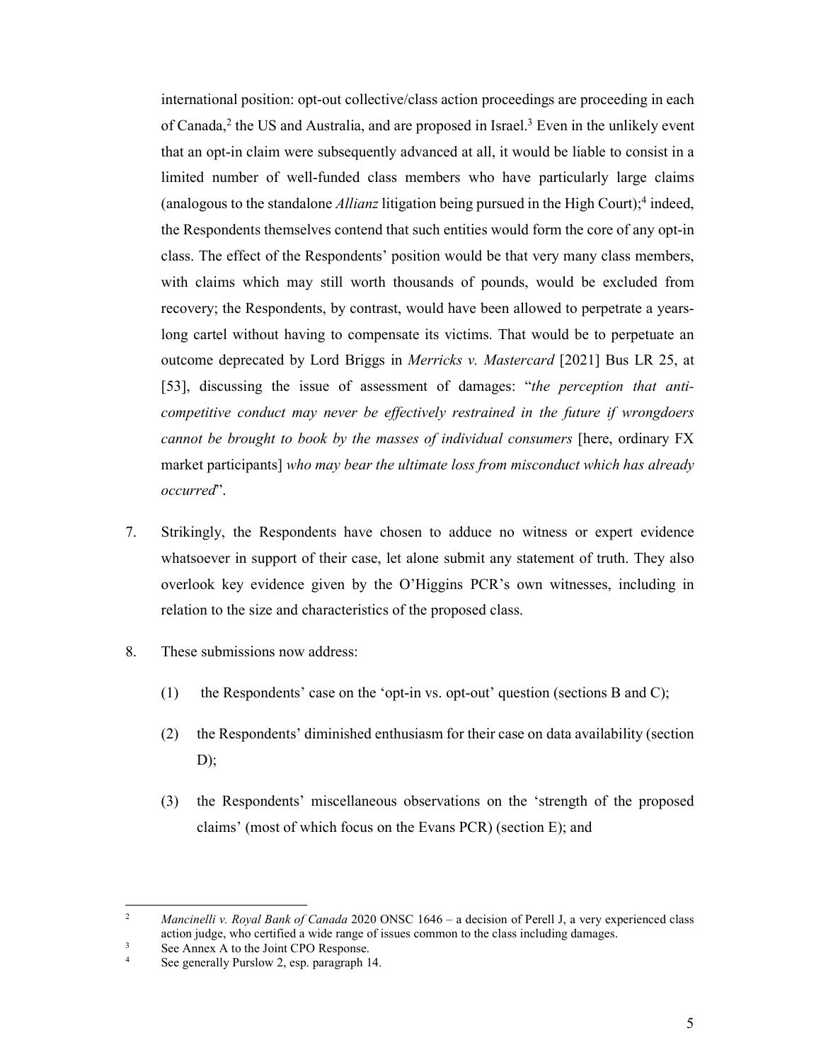international position: opt-out collective/class action proceedings are proceeding in each of Canada,[2] the US and Australia, and are proposed in Israel.[3] Even in the unlikely event that an opt-in claim were subsequently advanced at all, it would be liable to consist in a limited number of well-funded class members who have particularly large claims (analogous to the standalone *Allianz* litigation being pursued in the High Court);[4] indeed, the Respondents themselves contend that such entities would form the core of any opt-in class. The effect of the Respondents' position would be that very many class members, with claims which may still worth thousands of pounds, would be excluded from recovery; the Respondents, by contrast, would have been allowed to perpetrate a years-long cartel without having to compensate its victims. That would be to perpetuate an outcome deprecated by Lord Briggs in *Merricks v. Mastercard* [2021] Bus LR 25, at [53], discussing the issue of assessment of damages: "*the perception that anti-competitive conduct may never be effectively restrained in the future if wrongdoers cannot be brought to book by the masses of individual consumers* [here, ordinary FX market participants] *who may bear the ultimate loss from misconduct which has already occurred*".

7. Strikingly, the Respondents have chosen to adduce no witness or expert evidence whatsoever in support of their case, let alone submit any statement of truth. They also overlook key evidence given by the O'Higgins PCR's own witnesses, including in relation to the size and characteristics of the proposed class.

8. These submissions now address:

   (1) the Respondents' case on the 'opt-in vs. opt-out' question (sections B and C);

   (2) the Respondents' diminished enthusiasm for their case on data availability (section D);

   (3) the Respondents' miscellaneous observations on the 'strength of the proposed claims' (most of which focus on the Evans PCR) (section E); and

---

[2] *Mancinelli v. Royal Bank of Canada* 2020 ONSC 1646 – a decision of Perell J, a very experienced class action judge, who certified a wide range of issues common to the class including damages.

[3] See Annex A to the Joint CPO Response.

[4] See generally Purslow 2, esp. paragraph 14.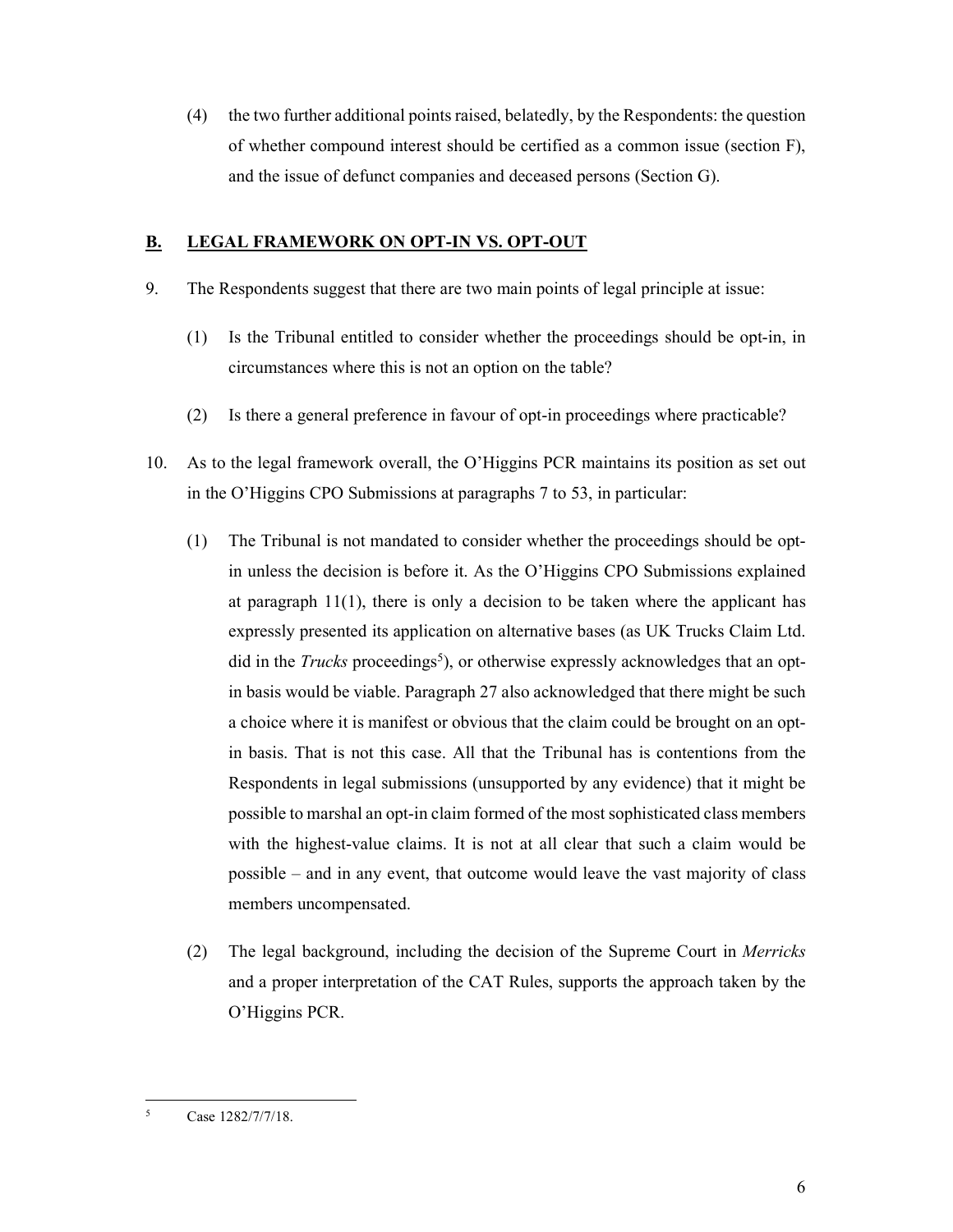(4) the two further additional points raised, belatedly, by the Respondents: the question of whether compound interest should be certified as a common issue (section F), and the issue of defunct companies and deceased persons (Section G).

## B. LEGAL FRAMEWORK ON OPT-IN VS. OPT-OUT

9. The Respondents suggest that there are two main points of legal principle at issue:

   (1) Is the Tribunal entitled to consider whether the proceedings should be opt-in, in circumstances where this is not an option on the table?

   (2) Is there a general preference in favour of opt-in proceedings where practicable?

10. As to the legal framework overall, the O'Higgins PCR maintains its position as set out in the O'Higgins CPO Submissions at paragraphs 7 to 53, in particular:

    (1) The Tribunal is not mandated to consider whether the proceedings should be opt-in unless the decision is before it. As the O'Higgins CPO Submissions explained at paragraph 11(1), there is only a decision to be taken where the applicant has expressly presented its application on alternative bases (as UK Trucks Claim Ltd. did in the *Trucks* proceedings[5]), or otherwise expressly acknowledges that an opt-in basis would be viable. Paragraph 27 also acknowledged that there might be such a choice where it is manifest or obvious that the claim could be brought on an opt-in basis. That is not this case. All that the Tribunal has is contentions from the Respondents in legal submissions (unsupported by any evidence) that it might be possible to marshal an opt-in claim formed of the most sophisticated class members with the highest-value claims. It is not at all clear that such a claim would be possible – and in any event, that outcome would leave the vast majority of class members uncompensated.

    (2) The legal background, including the decision of the Supreme Court in *Merricks* and a proper interpretation of the CAT Rules, supports the approach taken by the O'Higgins PCR.

---

[5] Case 1282/7/7/18.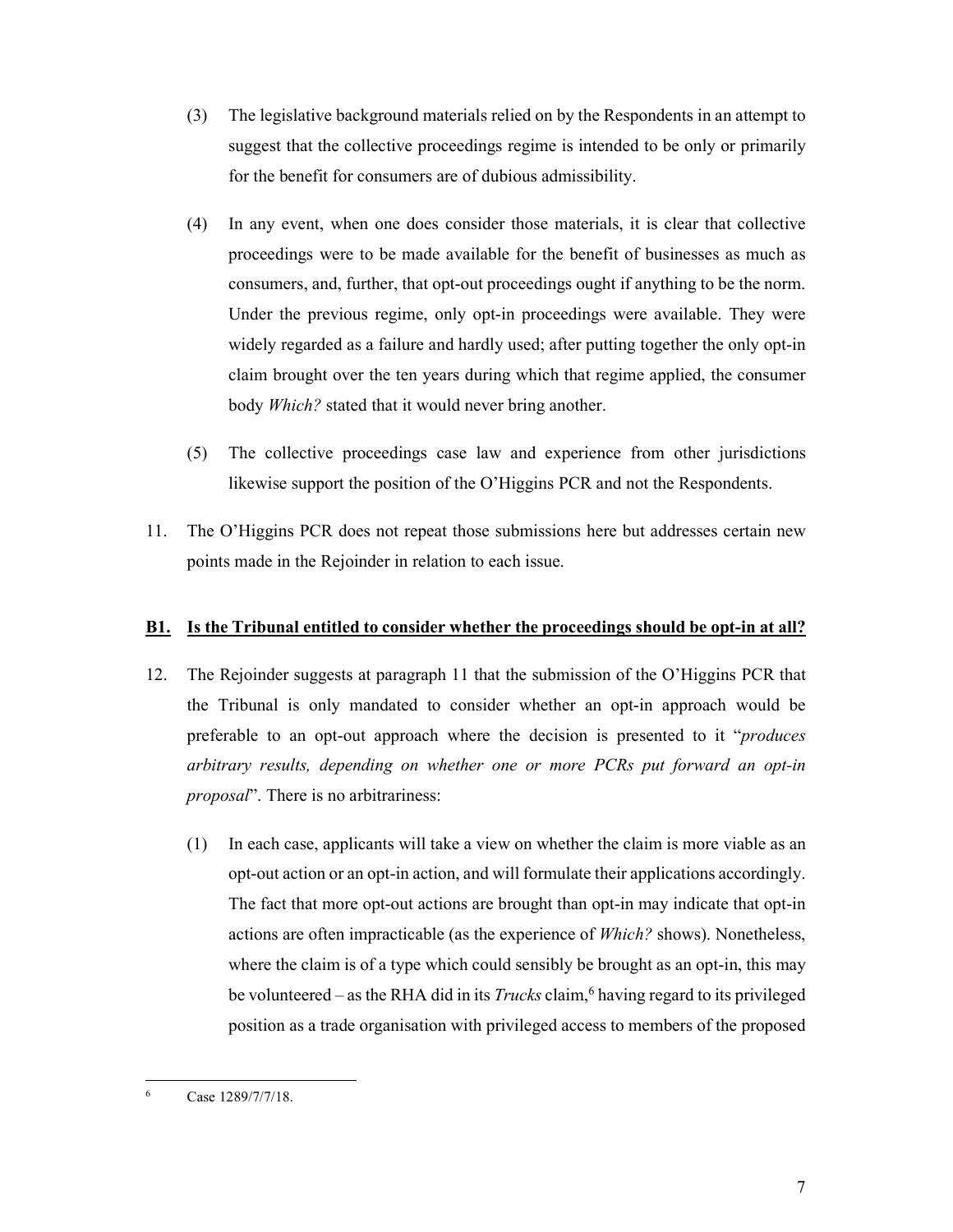(3) The legislative background materials relied on by the Respondents in an attempt to suggest that the collective proceedings regime is intended to be only or primarily for the benefit for consumers are of dubious admissibility.

(4) In any event, when one does consider those materials, it is clear that collective proceedings were to be made available for the benefit of businesses as much as consumers, and, further, that opt-out proceedings ought if anything to be the norm. Under the previous regime, only opt-in proceedings were available. They were widely regarded as a failure and hardly used; after putting together the only opt-in claim brought over the ten years during which that regime applied, the consumer body *Which?* stated that it would never bring another.

(5) The collective proceedings case law and experience from other jurisdictions likewise support the position of the O'Higgins PCR and not the Respondents.

11. The O'Higgins PCR does not repeat those submissions here but addresses certain new points made in the Rejoinder in relation to each issue.

## **B1. Is the Tribunal entitled to consider whether the proceedings should be opt-in at all?**

12. The Rejoinder suggests at paragraph 11 that the submission of the O'Higgins PCR that the Tribunal is only mandated to consider whether an opt-in approach would be preferable to an opt-out approach where the decision is presented to it "*produces arbitrary results, depending on whether one or more PCRs put forward an opt-in proposal*". There is no arbitrariness:

(1) In each case, applicants will take a view on whether the claim is more viable as an opt-out action or an opt-in action, and will formulate their applications accordingly. The fact that more opt-out actions are brought than opt-in may indicate that opt-in actions are often impracticable (as the experience of *Which?* shows). Nonetheless, where the claim is of a type which could sensibly be brought as an opt-in, this may be volunteered – as the RHA did in its *Trucks* claim,[6] having regard to its privileged position as a trade organisation with privileged access to members of the proposed

---

[6] Case 1289/7/7/18.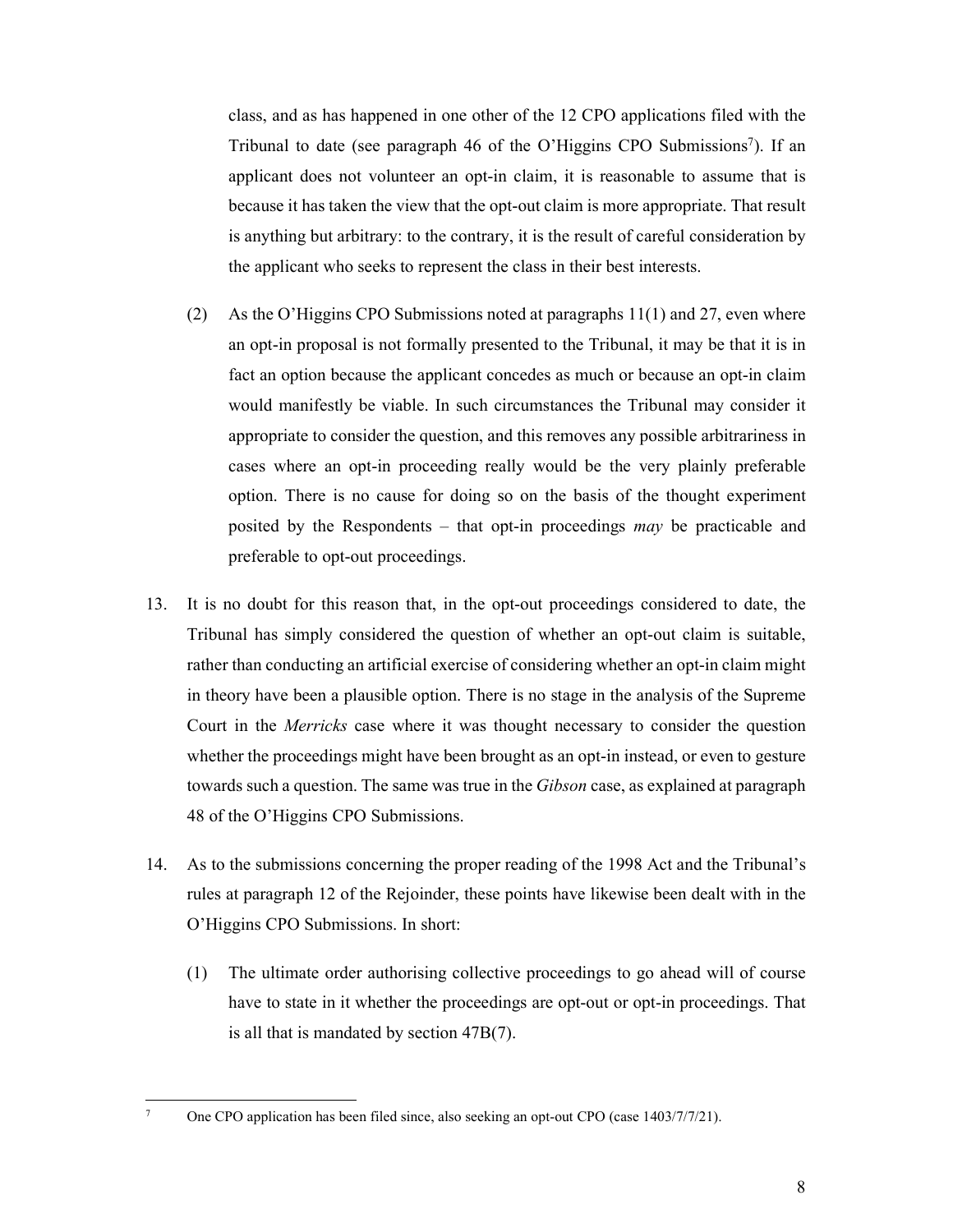class, and as has happened in one other of the 12 CPO applications filed with the Tribunal to date (see paragraph 46 of the O'Higgins CPO Submissions[7]). If an applicant does not volunteer an opt-in claim, it is reasonable to assume that is because it has taken the view that the opt-out claim is more appropriate. That result is anything but arbitrary: to the contrary, it is the result of careful consideration by the applicant who seeks to represent the class in their best interests.

(2) As the O'Higgins CPO Submissions noted at paragraphs 11(1) and 27, even where an opt-in proposal is not formally presented to the Tribunal, it may be that it is in fact an option because the applicant concedes as much or because an opt-in claim would manifestly be viable. In such circumstances the Tribunal may consider it appropriate to consider the question, and this removes any possible arbitrariness in cases where an opt-in proceeding really would be the very plainly preferable option. There is no cause for doing so on the basis of the thought experiment posited by the Respondents – that opt-in proceedings *may* be practicable and preferable to opt-out proceedings.

13. It is no doubt for this reason that, in the opt-out proceedings considered to date, the Tribunal has simply considered the question of whether an opt-out claim is suitable, rather than conducting an artificial exercise of considering whether an opt-in claim might in theory have been a plausible option. There is no stage in the analysis of the Supreme Court in the *Merricks* case where it was thought necessary to consider the question whether the proceedings might have been brought as an opt-in instead, or even to gesture towards such a question. The same was true in the *Gibson* case, as explained at paragraph 48 of the O'Higgins CPO Submissions.

14. As to the submissions concerning the proper reading of the 1998 Act and the Tribunal's rules at paragraph 12 of the Rejoinder, these points have likewise been dealt with in the O'Higgins CPO Submissions. In short:

(1) The ultimate order authorising collective proceedings to go ahead will of course have to state in it whether the proceedings are opt-out or opt-in proceedings. That is all that is mandated by section 47B(7).

[7] One CPO application has been filed since, also seeking an opt-out CPO (case 1403/7/7/21).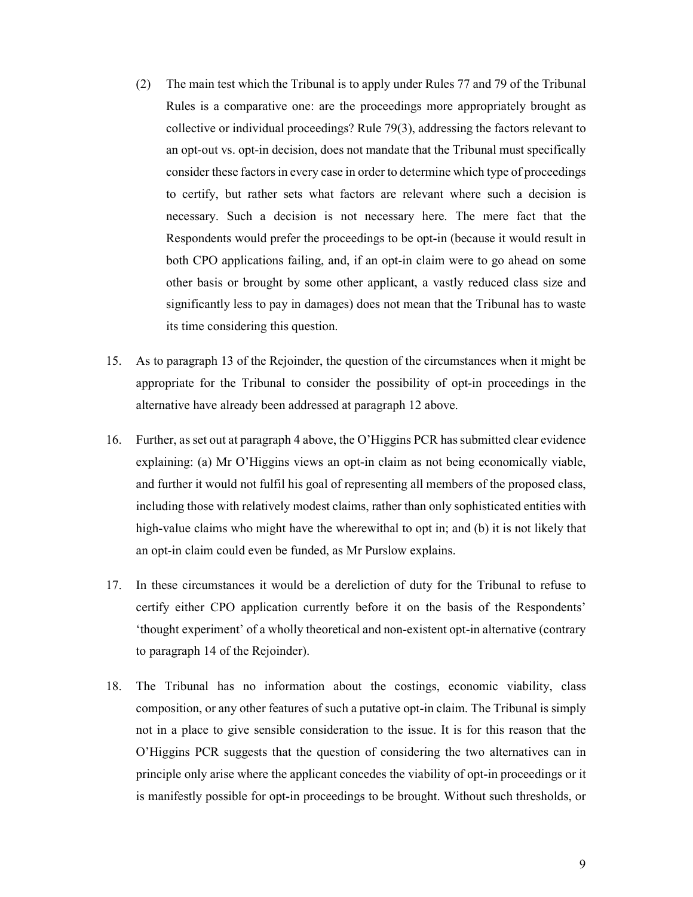(2) The main test which the Tribunal is to apply under Rules 77 and 79 of the Tribunal Rules is a comparative one: are the proceedings more appropriately brought as collective or individual proceedings? Rule 79(3), addressing the factors relevant to an opt-out vs. opt-in decision, does not mandate that the Tribunal must specifically consider these factors in every case in order to determine which type of proceedings to certify, but rather sets what factors are relevant where such a decision is necessary. Such a decision is not necessary here. The mere fact that the Respondents would prefer the proceedings to be opt-in (because it would result in both CPO applications failing, and, if an opt-in claim were to go ahead on some other basis or brought by some other applicant, a vastly reduced class size and significantly less to pay in damages) does not mean that the Tribunal has to waste its time considering this question.

15. As to paragraph 13 of the Rejoinder, the question of the circumstances when it might be appropriate for the Tribunal to consider the possibility of opt-in proceedings in the alternative have already been addressed at paragraph 12 above.

16. Further, as set out at paragraph 4 above, the O'Higgins PCR has submitted clear evidence explaining: (a) Mr O'Higgins views an opt-in claim as not being economically viable, and further it would not fulfil his goal of representing all members of the proposed class, including those with relatively modest claims, rather than only sophisticated entities with high-value claims who might have the wherewithal to opt in; and (b) it is not likely that an opt-in claim could even be funded, as Mr Purslow explains.

17. In these circumstances it would be a dereliction of duty for the Tribunal to refuse to certify either CPO application currently before it on the basis of the Respondents' 'thought experiment' of a wholly theoretical and non-existent opt-in alternative (contrary to paragraph 14 of the Rejoinder).

18. The Tribunal has no information about the costings, economic viability, class composition, or any other features of such a putative opt-in claim. The Tribunal is simply not in a place to give sensible consideration to the issue. It is for this reason that the O'Higgins PCR suggests that the question of considering the two alternatives can in principle only arise where the applicant concedes the viability of opt-in proceedings or it is manifestly possible for opt-in proceedings to be brought. Without such thresholds, or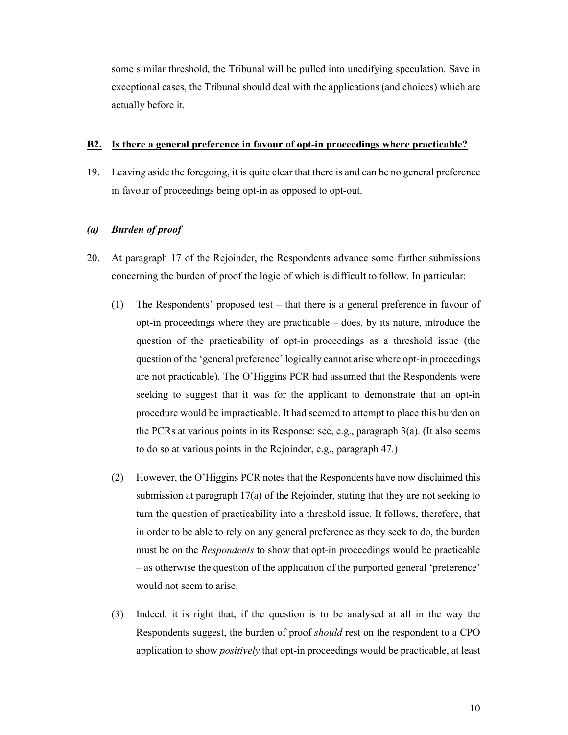some similar threshold, the Tribunal will be pulled into unedifying speculation. Save in exceptional cases, the Tribunal should deal with the applications (and choices) which are actually before it.

### **B2. Is there a general preference in favour of opt-in proceedings where practicable?**

19. Leaving aside the foregoing, it is quite clear that there is and can be no general preference in favour of proceedings being opt-in as opposed to opt-out.

#### ***(a) Burden of proof***

20. At paragraph 17 of the Rejoinder, the Respondents advance some further submissions concerning the burden of proof the logic of which is difficult to follow. In particular:

    (1) The Respondents' proposed test – that there is a general preference in favour of opt-in proceedings where they are practicable – does, by its nature, introduce the question of the practicability of opt-in proceedings as a threshold issue (the question of the 'general preference' logically cannot arise where opt-in proceedings are not practicable). The O'Higgins PCR had assumed that the Respondents were seeking to suggest that it was for the applicant to demonstrate that an opt-in procedure would be impracticable. It had seemed to attempt to place this burden on the PCRs at various points in its Response: see, e.g., paragraph 3(a). (It also seems to do so at various points in the Rejoinder, e.g., paragraph 47.)

    (2) However, the O'Higgins PCR notes that the Respondents have now disclaimed this submission at paragraph 17(a) of the Rejoinder, stating that they are not seeking to turn the question of practicability into a threshold issue. It follows, therefore, that in order to be able to rely on any general preference as they seek to do, the burden must be on the *Respondents* to show that opt-in proceedings would be practicable – as otherwise the question of the application of the purported general 'preference' would not seem to arise.

    (3) Indeed, it is right that, if the question is to be analysed at all in the way the Respondents suggest, the burden of proof *should* rest on the respondent to a CPO application to show *positively* that opt-in proceedings would be practicable, at least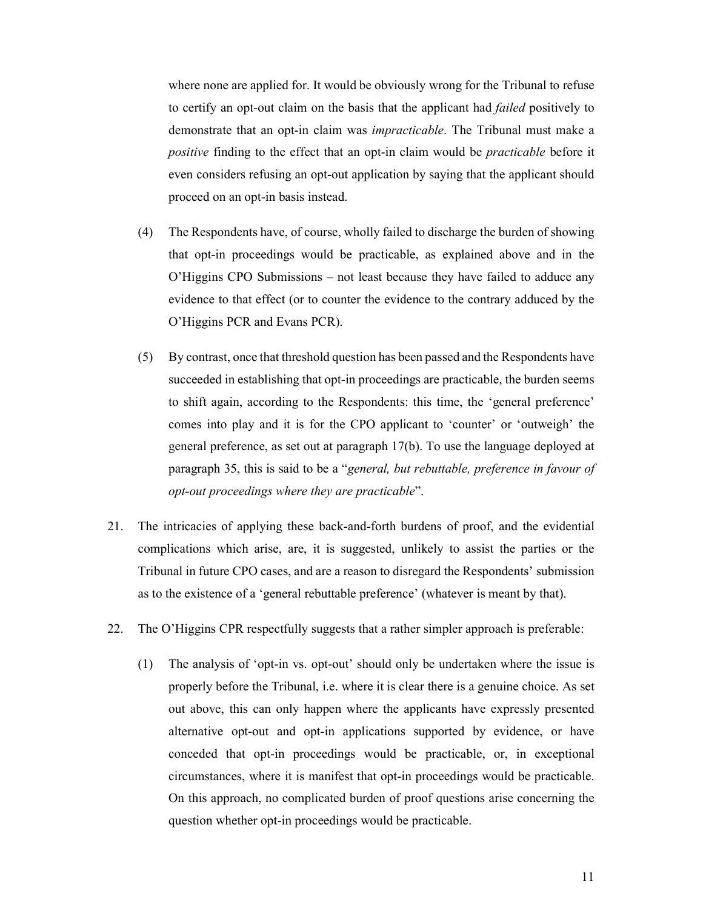where none are applied for. It would be obviously wrong for the Tribunal to refuse to certify an opt-out claim on the basis that the applicant had *failed* positively to demonstrate that an opt-in claim was *impracticable*. The Tribunal must make a *positive* finding to the effect that an opt-in claim would be *practicable* before it even considers refusing an opt-out application by saying that the applicant should proceed on an opt-in basis instead.

(4) The Respondents have, of course, wholly failed to discharge the burden of showing that opt-in proceedings would be practicable, as explained above and in the O'Higgins CPO Submissions – not least because they have failed to adduce any evidence to that effect (or to counter the evidence to the contrary adduced by the O'Higgins PCR and Evans PCR).

(5) By contrast, once that threshold question has been passed and the Respondents have succeeded in establishing that opt-in proceedings are practicable, the burden seems to shift again, according to the Respondents: this time, the 'general preference' comes into play and it is for the CPO applicant to 'counter' or 'outweigh' the general preference, as set out at paragraph 17(b). To use the language deployed at paragraph 35, this is said to be a "*general, but rebuttable, preference in favour of opt-out proceedings where they are practicable*".

21. The intricacies of applying these back-and-forth burdens of proof, and the evidential complications which arise, are, it is suggested, unlikely to assist the parties or the Tribunal in future CPO cases, and are a reason to disregard the Respondents' submission as to the existence of a 'general rebuttable preference' (whatever is meant by that).

22. The O'Higgins CPR respectfully suggests that a rather simpler approach is preferable:

(1) The analysis of 'opt-in vs. opt-out' should only be undertaken where the issue is properly before the Tribunal, i.e. where it is clear there is a genuine choice. As set out above, this can only happen where the applicants have expressly presented alternative opt-out and opt-in applications supported by evidence, or have conceded that opt-in proceedings would be practicable, or, in exceptional circumstances, where it is manifest that opt-in proceedings would be practicable. On this approach, no complicated burden of proof questions arise concerning the question whether opt-in proceedings would be practicable.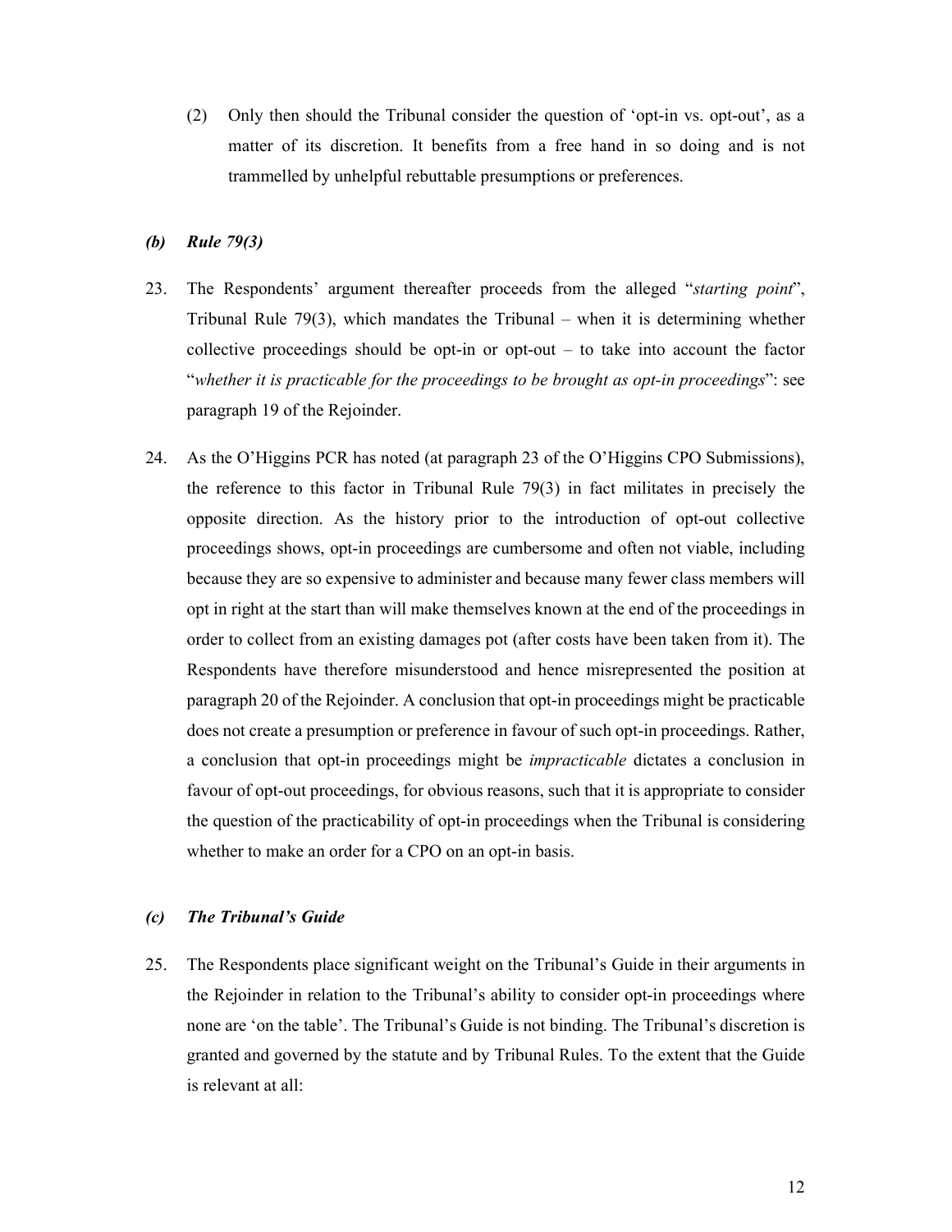(2) Only then should the Tribunal consider the question of 'opt-in vs. opt-out', as a matter of its discretion. It benefits from a free hand in so doing and is not trammelled by unhelpful rebuttable presumptions or preferences.

### *(b) Rule 79(3)*

23. The Respondents' argument thereafter proceeds from the alleged "*starting point*", Tribunal Rule 79(3), which mandates the Tribunal – when it is determining whether collective proceedings should be opt-in or opt-out – to take into account the factor "*whether it is practicable for the proceedings to be brought as opt-in proceedings*": see paragraph 19 of the Rejoinder.

24. As the O'Higgins PCR has noted (at paragraph 23 of the O'Higgins CPO Submissions), the reference to this factor in Tribunal Rule 79(3) in fact militates in precisely the opposite direction. As the history prior to the introduction of opt-out collective proceedings shows, opt-in proceedings are cumbersome and often not viable, including because they are so expensive to administer and because many fewer class members will opt in right at the start than will make themselves known at the end of the proceedings in order to collect from an existing damages pot (after costs have been taken from it). The Respondents have therefore misunderstood and hence misrepresented the position at paragraph 20 of the Rejoinder. A conclusion that opt-in proceedings might be practicable does not create a presumption or preference in favour of such opt-in proceedings. Rather, a conclusion that opt-in proceedings might be *impracticable* dictates a conclusion in favour of opt-out proceedings, for obvious reasons, such that it is appropriate to consider the question of the practicability of opt-in proceedings when the Tribunal is considering whether to make an order for a CPO on an opt-in basis.

### *(c) The Tribunal's Guide*

25. The Respondents place significant weight on the Tribunal's Guide in their arguments in the Rejoinder in relation to the Tribunal's ability to consider opt-in proceedings where none are 'on the table'. The Tribunal's Guide is not binding. The Tribunal's discretion is granted and governed by the statute and by Tribunal Rules. To the extent that the Guide is relevant at all: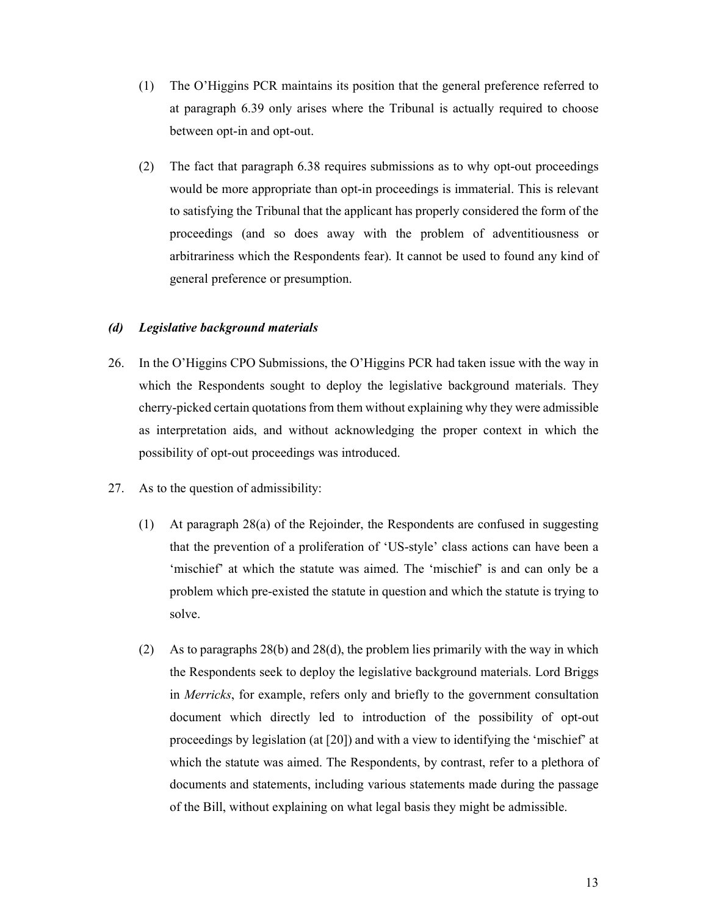(1) The O'Higgins PCR maintains its position that the general preference referred to at paragraph 6.39 only arises where the Tribunal is actually required to choose between opt-in and opt-out.

(2) The fact that paragraph 6.38 requires submissions as to why opt-out proceedings would be more appropriate than opt-in proceedings is immaterial. This is relevant to satisfying the Tribunal that the applicant has properly considered the form of the proceedings (and so does away with the problem of adventitiousness or arbitrariness which the Respondents fear). It cannot be used to found any kind of general preference or presumption.

### *(d) Legislative background materials*

26. In the O'Higgins CPO Submissions, the O'Higgins PCR had taken issue with the way in which the Respondents sought to deploy the legislative background materials. They cherry-picked certain quotations from them without explaining why they were admissible as interpretation aids, and without acknowledging the proper context in which the possibility of opt-out proceedings was introduced.

27. As to the question of admissibility:

    (1) At paragraph 28(a) of the Rejoinder, the Respondents are confused in suggesting that the prevention of a proliferation of 'US-style' class actions can have been a 'mischief' at which the statute was aimed. The 'mischief' is and can only be a problem which pre-existed the statute in question and which the statute is trying to solve.

    (2) As to paragraphs 28(b) and 28(d), the problem lies primarily with the way in which the Respondents seek to deploy the legislative background materials. Lord Briggs in *Merricks*, for example, refers only and briefly to the government consultation document which directly led to introduction of the possibility of opt-out proceedings by legislation (at [20]) and with a view to identifying the 'mischief' at which the statute was aimed. The Respondents, by contrast, refer to a plethora of documents and statements, including various statements made during the passage of the Bill, without explaining on what legal basis they might be admissible.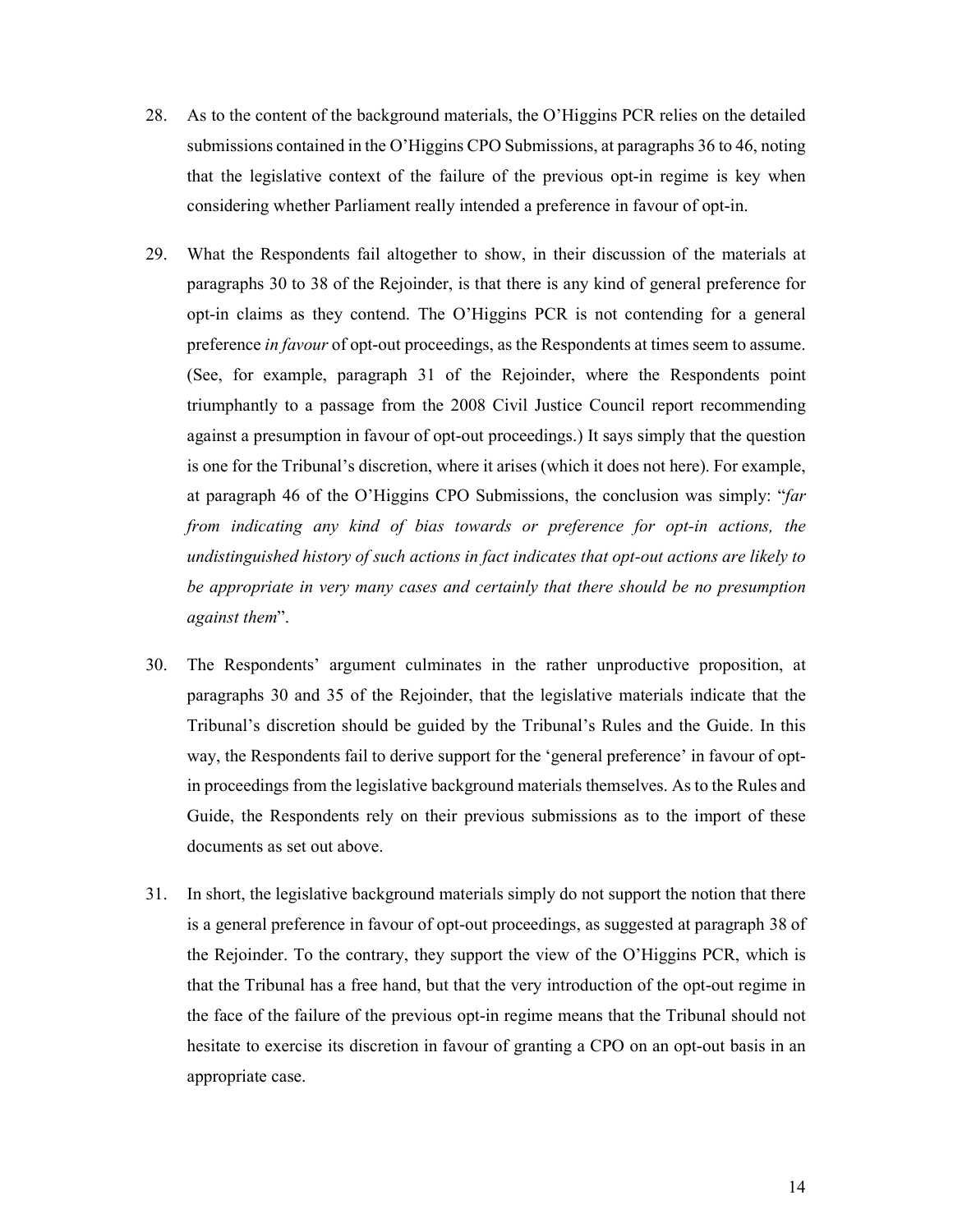28. As to the content of the background materials, the O'Higgins PCR relies on the detailed submissions contained in the O'Higgins CPO Submissions, at paragraphs 36 to 46, noting that the legislative context of the failure of the previous opt-in regime is key when considering whether Parliament really intended a preference in favour of opt-in.

29. What the Respondents fail altogether to show, in their discussion of the materials at paragraphs 30 to 38 of the Rejoinder, is that there is any kind of general preference for opt-in claims as they contend. The O'Higgins PCR is not contending for a general preference *in favour* of opt-out proceedings, as the Respondents at times seem to assume. (See, for example, paragraph 31 of the Rejoinder, where the Respondents point triumphantly to a passage from the 2008 Civil Justice Council report recommending against a presumption in favour of opt-out proceedings.) It says simply that the question is one for the Tribunal's discretion, where it arises (which it does not here). For example, at paragraph 46 of the O'Higgins CPO Submissions, the conclusion was simply: "*far from indicating any kind of bias towards or preference for opt-in actions, the undistinguished history of such actions in fact indicates that opt-out actions are likely to be appropriate in very many cases and certainly that there should be no presumption against them*".

30. The Respondents' argument culminates in the rather unproductive proposition, at paragraphs 30 and 35 of the Rejoinder, that the legislative materials indicate that the Tribunal's discretion should be guided by the Tribunal's Rules and the Guide. In this way, the Respondents fail to derive support for the 'general preference' in favour of opt-in proceedings from the legislative background materials themselves. As to the Rules and Guide, the Respondents rely on their previous submissions as to the import of these documents as set out above.

31. In short, the legislative background materials simply do not support the notion that there is a general preference in favour of opt-out proceedings, as suggested at paragraph 38 of the Rejoinder. To the contrary, they support the view of the O'Higgins PCR, which is that the Tribunal has a free hand, but that the very introduction of the opt-out regime in the face of the failure of the previous opt-in regime means that the Tribunal should not hesitate to exercise its discretion in favour of granting a CPO on an opt-out basis in an appropriate case.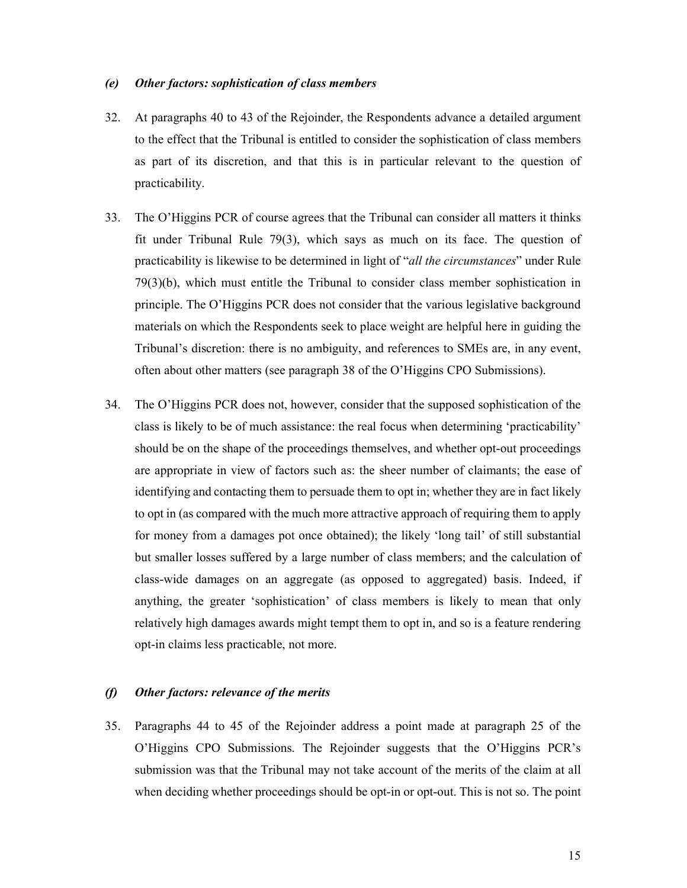### *(e) Other factors: sophistication of class members*

32. At paragraphs 40 to 43 of the Rejoinder, the Respondents advance a detailed argument to the effect that the Tribunal is entitled to consider the sophistication of class members as part of its discretion, and that this is in particular relevant to the question of practicability.

33. The O'Higgins PCR of course agrees that the Tribunal can consider all matters it thinks fit under Tribunal Rule 79(3), which says as much on its face. The question of practicability is likewise to be determined in light of "*all the circumstances*" under Rule 79(3)(b), which must entitle the Tribunal to consider class member sophistication in principle. The O'Higgins PCR does not consider that the various legislative background materials on which the Respondents seek to place weight are helpful here in guiding the Tribunal's discretion: there is no ambiguity, and references to SMEs are, in any event, often about other matters (see paragraph 38 of the O'Higgins CPO Submissions).

34. The O'Higgins PCR does not, however, consider that the supposed sophistication of the class is likely to be of much assistance: the real focus when determining 'practicability' should be on the shape of the proceedings themselves, and whether opt-out proceedings are appropriate in view of factors such as: the sheer number of claimants; the ease of identifying and contacting them to persuade them to opt in; whether they are in fact likely to opt in (as compared with the much more attractive approach of requiring them to apply for money from a damages pot once obtained); the likely 'long tail' of still substantial but smaller losses suffered by a large number of class members; and the calculation of class-wide damages on an aggregate (as opposed to aggregated) basis. Indeed, if anything, the greater 'sophistication' of class members is likely to mean that only relatively high damages awards might tempt them to opt in, and so is a feature rendering opt-in claims less practicable, not more.

### *(f) Other factors: relevance of the merits*

35. Paragraphs 44 to 45 of the Rejoinder address a point made at paragraph 25 of the O'Higgins CPO Submissions. The Rejoinder suggests that the O'Higgins PCR's submission was that the Tribunal may not take account of the merits of the claim at all when deciding whether proceedings should be opt-in or opt-out. This is not so. The point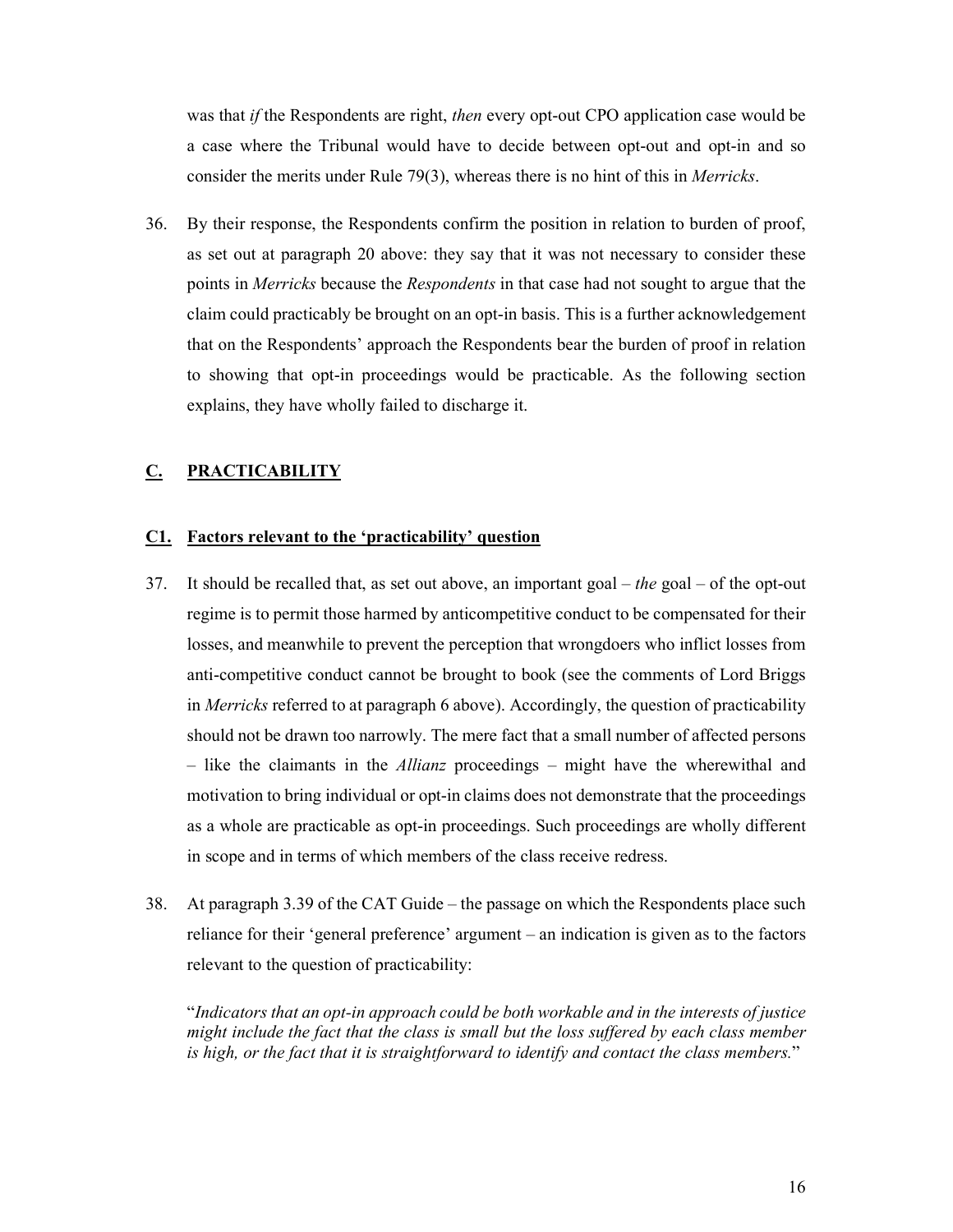was that *if* the Respondents are right, *then* every opt-out CPO application case would be a case where the Tribunal would have to decide between opt-out and opt-in and so consider the merits under Rule 79(3), whereas there is no hint of this in *Merricks*.

36. By their response, the Respondents confirm the position in relation to burden of proof, as set out at paragraph 20 above: they say that it was not necessary to consider these points in *Merricks* because the *Respondents* in that case had not sought to argue that the claim could practicably be brought on an opt-in basis. This is a further acknowledgement that on the Respondents' approach the Respondents bear the burden of proof in relation to showing that opt-in proceedings would be practicable. As the following section explains, they have wholly failed to discharge it.

## C. PRACTICABILITY

### C1. Factors relevant to the 'practicability' question

37. It should be recalled that, as set out above, an important goal – *the* goal – of the opt-out regime is to permit those harmed by anticompetitive conduct to be compensated for their losses, and meanwhile to prevent the perception that wrongdoers who inflict losses from anti-competitive conduct cannot be brought to book (see the comments of Lord Briggs in *Merricks* referred to at paragraph 6 above). Accordingly, the question of practicability should not be drawn too narrowly. The mere fact that a small number of affected persons – like the claimants in the *Allianz* proceedings – might have the wherewithal and motivation to bring individual or opt-in claims does not demonstrate that the proceedings as a whole are practicable as opt-in proceedings. Such proceedings are wholly different in scope and in terms of which members of the class receive redress.

38. At paragraph 3.39 of the CAT Guide – the passage on which the Respondents place such reliance for their 'general preference' argument – an indication is given as to the factors relevant to the question of practicability:

"*Indicators that an opt-in approach could be both workable and in the interests of justice might include the fact that the class is small but the loss suffered by each class member is high, or the fact that it is straightforward to identify and contact the class members.*"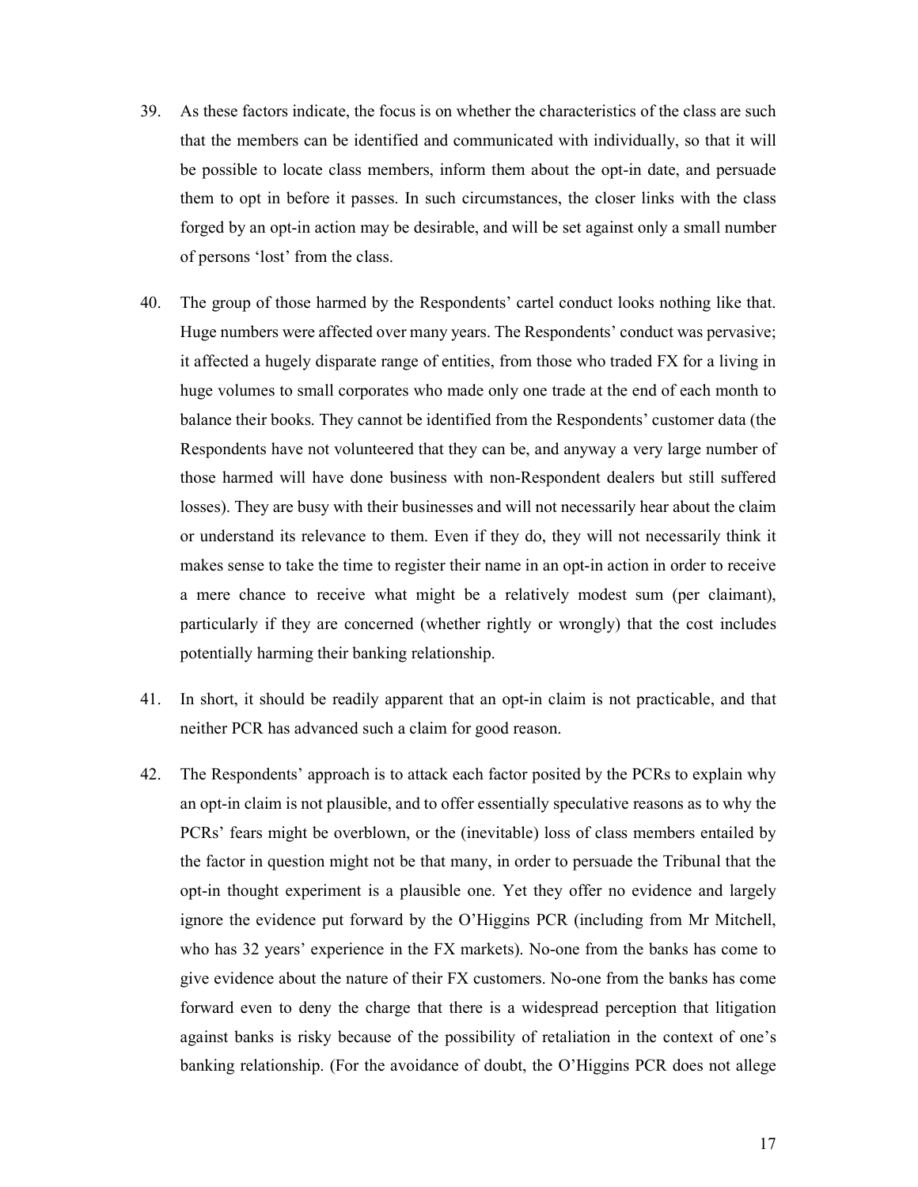39. As these factors indicate, the focus is on whether the characteristics of the class are such that the members can be identified and communicated with individually, so that it will be possible to locate class members, inform them about the opt-in date, and persuade them to opt in before it passes. In such circumstances, the closer links with the class forged by an opt-in action may be desirable, and will be set against only a small number of persons 'lost' from the class.

40. The group of those harmed by the Respondents' cartel conduct looks nothing like that. Huge numbers were affected over many years. The Respondents' conduct was pervasive; it affected a hugely disparate range of entities, from those who traded FX for a living in huge volumes to small corporates who made only one trade at the end of each month to balance their books. They cannot be identified from the Respondents' customer data (the Respondents have not volunteered that they can be, and anyway a very large number of those harmed will have done business with non-Respondent dealers but still suffered losses). They are busy with their businesses and will not necessarily hear about the claim or understand its relevance to them. Even if they do, they will not necessarily think it makes sense to take the time to register their name in an opt-in action in order to receive a mere chance to receive what might be a relatively modest sum (per claimant), particularly if they are concerned (whether rightly or wrongly) that the cost includes potentially harming their banking relationship.

41. In short, it should be readily apparent that an opt-in claim is not practicable, and that neither PCR has advanced such a claim for good reason.

42. The Respondents' approach is to attack each factor posited by the PCRs to explain why an opt-in claim is not plausible, and to offer essentially speculative reasons as to why the PCRs' fears might be overblown, or the (inevitable) loss of class members entailed by the factor in question might not be that many, in order to persuade the Tribunal that the opt-in thought experiment is a plausible one. Yet they offer no evidence and largely ignore the evidence put forward by the O'Higgins PCR (including from Mr Mitchell, who has 32 years' experience in the FX markets). No-one from the banks has come to give evidence about the nature of their FX customers. No-one from the banks has come forward even to deny the charge that there is a widespread perception that litigation against banks is risky because of the possibility of retaliation in the context of one's banking relationship. (For the avoidance of doubt, the O'Higgins PCR does not allege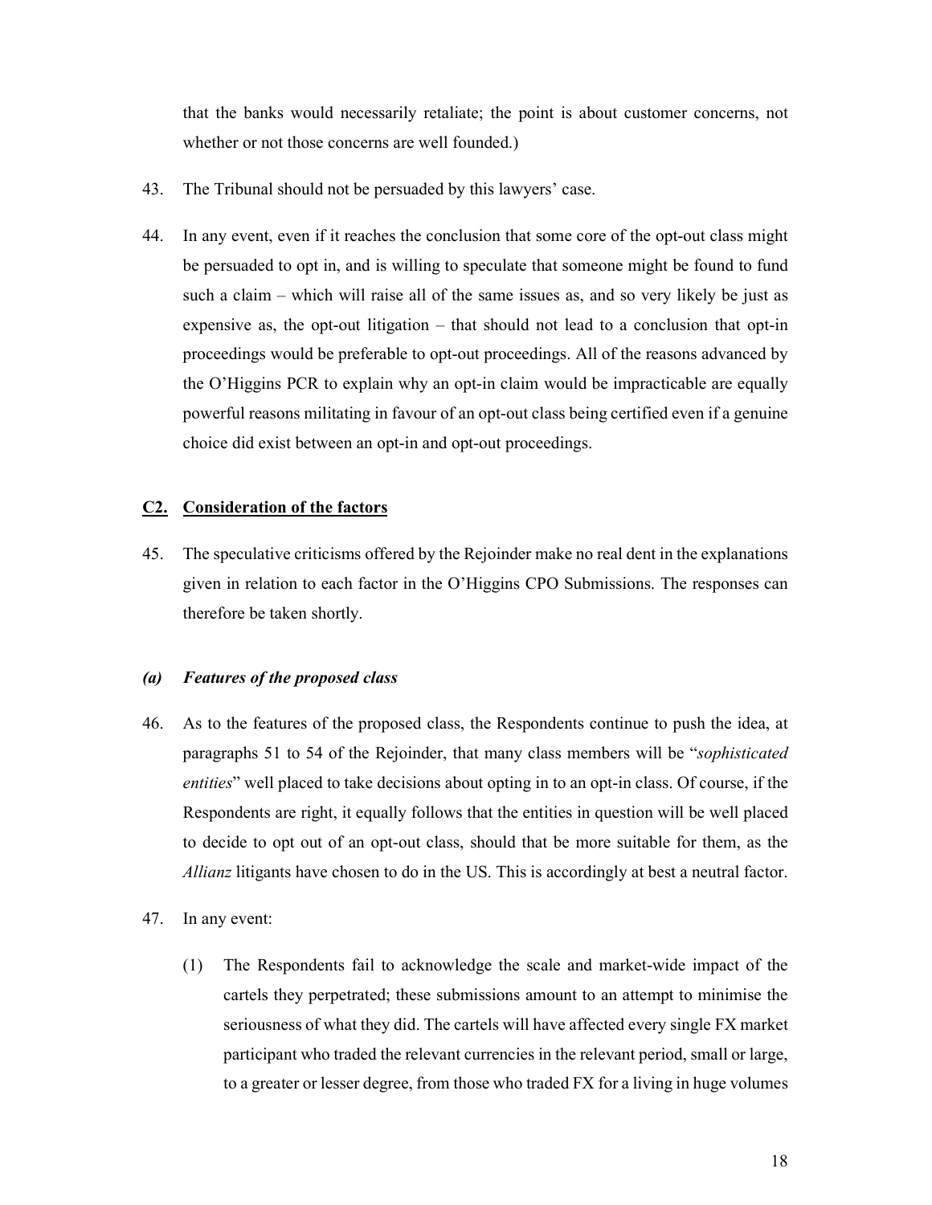that the banks would necessarily retaliate; the point is about customer concerns, not whether or not those concerns are well founded.)

43. The Tribunal should not be persuaded by this lawyers' case.

44. In any event, even if it reaches the conclusion that some core of the opt-out class might be persuaded to opt in, and is willing to speculate that someone might be found to fund such a claim – which will raise all of the same issues as, and so very likely be just as expensive as, the opt-out litigation – that should not lead to a conclusion that opt-in proceedings would be preferable to opt-out proceedings. All of the reasons advanced by the O'Higgins PCR to explain why an opt-in claim would be impracticable are equally powerful reasons militating in favour of an opt-out class being certified even if a genuine choice did exist between an opt-in and opt-out proceedings.

## <u>C2. Consideration of the factors</u>

45. The speculative criticisms offered by the Rejoinder make no real dent in the explanations given in relation to each factor in the O'Higgins CPO Submissions. The responses can therefore be taken shortly.

### *(a) Features of the proposed class*

46. As to the features of the proposed class, the Respondents continue to push the idea, at paragraphs 51 to 54 of the Rejoinder, that many class members will be "*sophisticated entities*" well placed to take decisions about opting in to an opt-in class. Of course, if the Respondents are right, it equally follows that the entities in question will be well placed to decide to opt out of an opt-out class, should that be more suitable for them, as the *Allianz* litigants have chosen to do in the US. This is accordingly at best a neutral factor.

47. In any event:

    (1) The Respondents fail to acknowledge the scale and market-wide impact of the cartels they perpetrated; these submissions amount to an attempt to minimise the seriousness of what they did. The cartels will have affected every single FX market participant who traded the relevant currencies in the relevant period, small or large, to a greater or lesser degree, from those who traded FX for a living in huge volumes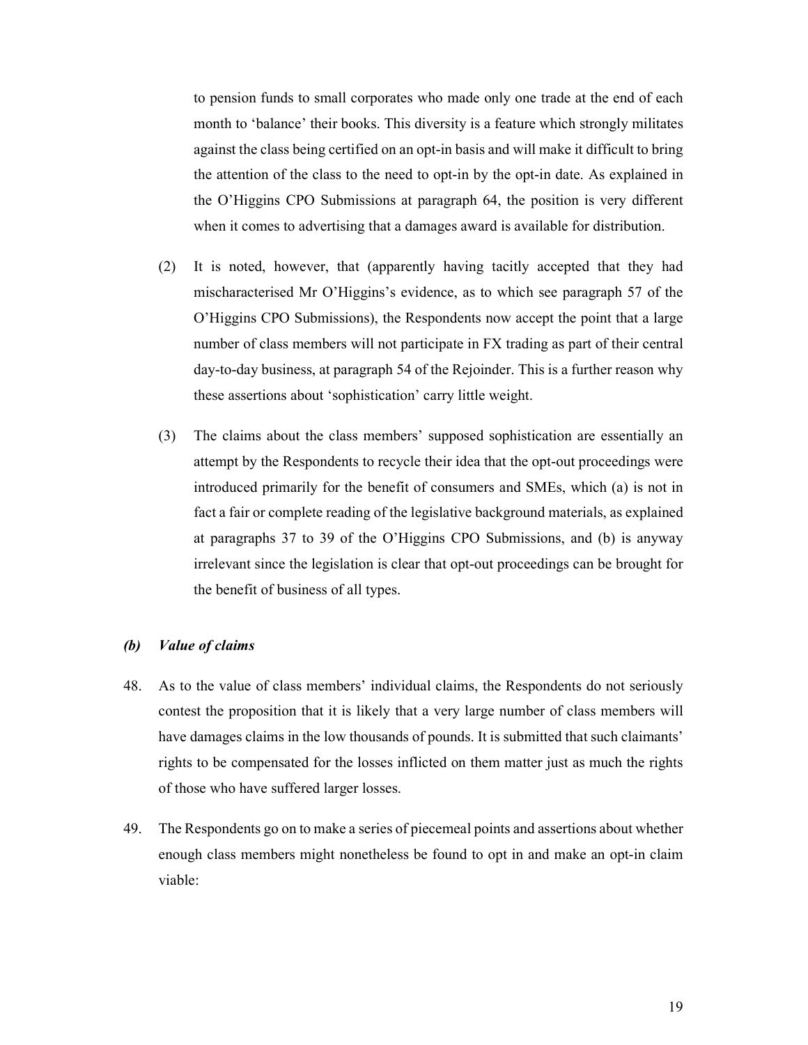to pension funds to small corporates who made only one trade at the end of each month to 'balance' their books. This diversity is a feature which strongly militates against the class being certified on an opt-in basis and will make it difficult to bring the attention of the class to the need to opt-in by the opt-in date. As explained in the O'Higgins CPO Submissions at paragraph 64, the position is very different when it comes to advertising that a damages award is available for distribution.

(2) It is noted, however, that (apparently having tacitly accepted that they had mischaracterised Mr O'Higgins's evidence, as to which see paragraph 57 of the O'Higgins CPO Submissions), the Respondents now accept the point that a large number of class members will not participate in FX trading as part of their central day-to-day business, at paragraph 54 of the Rejoinder. This is a further reason why these assertions about 'sophistication' carry little weight.

(3) The claims about the class members' supposed sophistication are essentially an attempt by the Respondents to recycle their idea that the opt-out proceedings were introduced primarily for the benefit of consumers and SMEs, which (a) is not in fact a fair or complete reading of the legislative background materials, as explained at paragraphs 37 to 39 of the O'Higgins CPO Submissions, and (b) is anyway irrelevant since the legislation is clear that opt-out proceedings can be brought for the benefit of business of all types.

### *(b) Value of claims*

48. As to the value of class members' individual claims, the Respondents do not seriously contest the proposition that it is likely that a very large number of class members will have damages claims in the low thousands of pounds. It is submitted that such claimants' rights to be compensated for the losses inflicted on them matter just as much the rights of those who have suffered larger losses.

49. The Respondents go on to make a series of piecemeal points and assertions about whether enough class members might nonetheless be found to opt in and make an opt-in claim viable: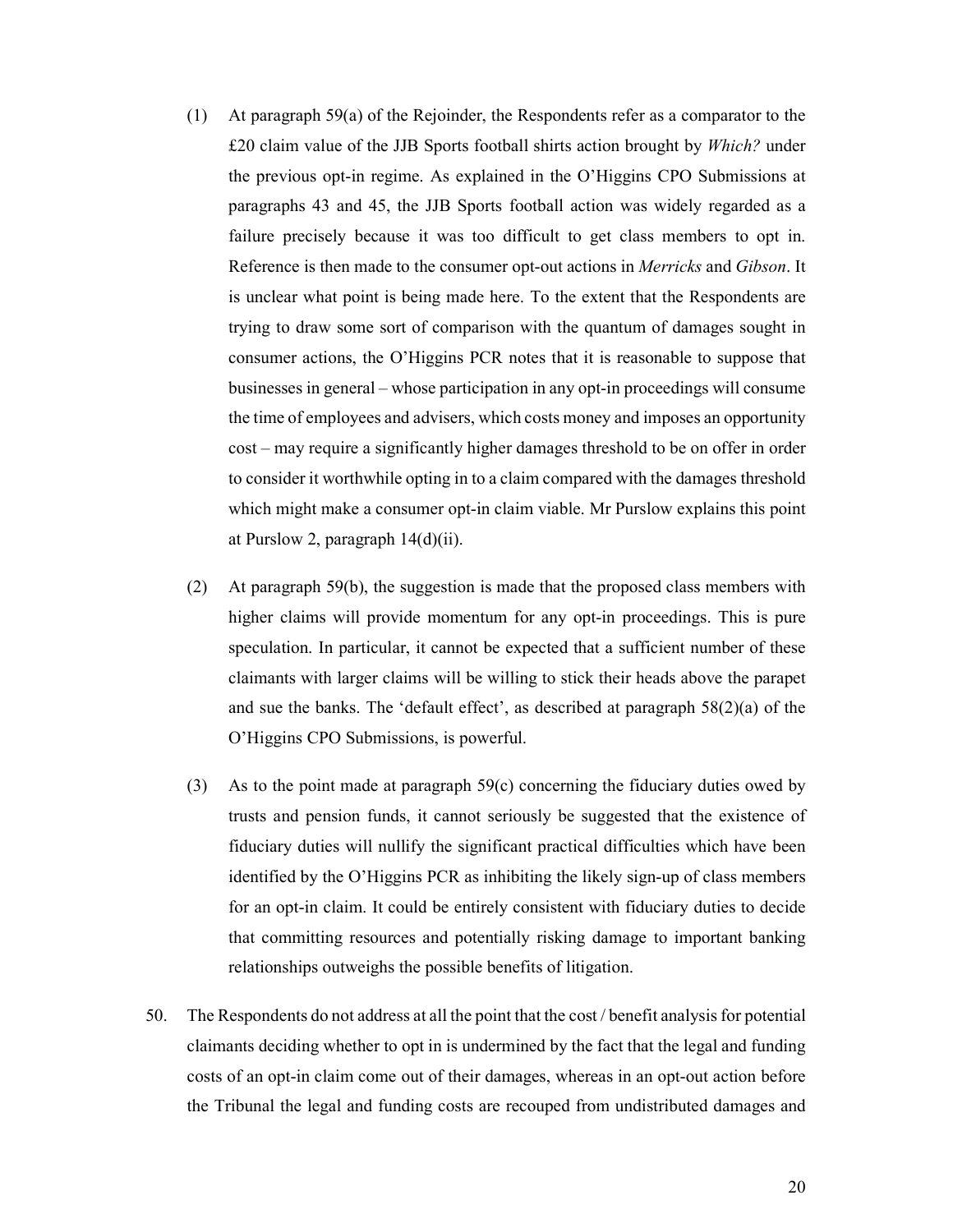(1) At paragraph 59(a) of the Rejoinder, the Respondents refer as a comparator to the £20 claim value of the JJB Sports football shirts action brought by *Which?* under the previous opt-in regime. As explained in the O'Higgins CPO Submissions at paragraphs 43 and 45, the JJB Sports football action was widely regarded as a failure precisely because it was too difficult to get class members to opt in. Reference is then made to the consumer opt-out actions in *Merricks* and *Gibson*. It is unclear what point is being made here. To the extent that the Respondents are trying to draw some sort of comparison with the quantum of damages sought in consumer actions, the O'Higgins PCR notes that it is reasonable to suppose that businesses in general – whose participation in any opt-in proceedings will consume the time of employees and advisers, which costs money and imposes an opportunity cost – may require a significantly higher damages threshold to be on offer in order to consider it worthwhile opting in to a claim compared with the damages threshold which might make a consumer opt-in claim viable. Mr Purslow explains this point at Purslow 2, paragraph 14(d)(ii).

(2) At paragraph 59(b), the suggestion is made that the proposed class members with higher claims will provide momentum for any opt-in proceedings. This is pure speculation. In particular, it cannot be expected that a sufficient number of these claimants with larger claims will be willing to stick their heads above the parapet and sue the banks. The 'default effect', as described at paragraph 58(2)(a) of the O'Higgins CPO Submissions, is powerful.

(3) As to the point made at paragraph 59(c) concerning the fiduciary duties owed by trusts and pension funds, it cannot seriously be suggested that the existence of fiduciary duties will nullify the significant practical difficulties which have been identified by the O'Higgins PCR as inhibiting the likely sign-up of class members for an opt-in claim. It could be entirely consistent with fiduciary duties to decide that committing resources and potentially risking damage to important banking relationships outweighs the possible benefits of litigation.

50. The Respondents do not address at all the point that the cost / benefit analysis for potential claimants deciding whether to opt in is undermined by the fact that the legal and funding costs of an opt-in claim come out of their damages, whereas in an opt-out action before the Tribunal the legal and funding costs are recouped from undistributed damages and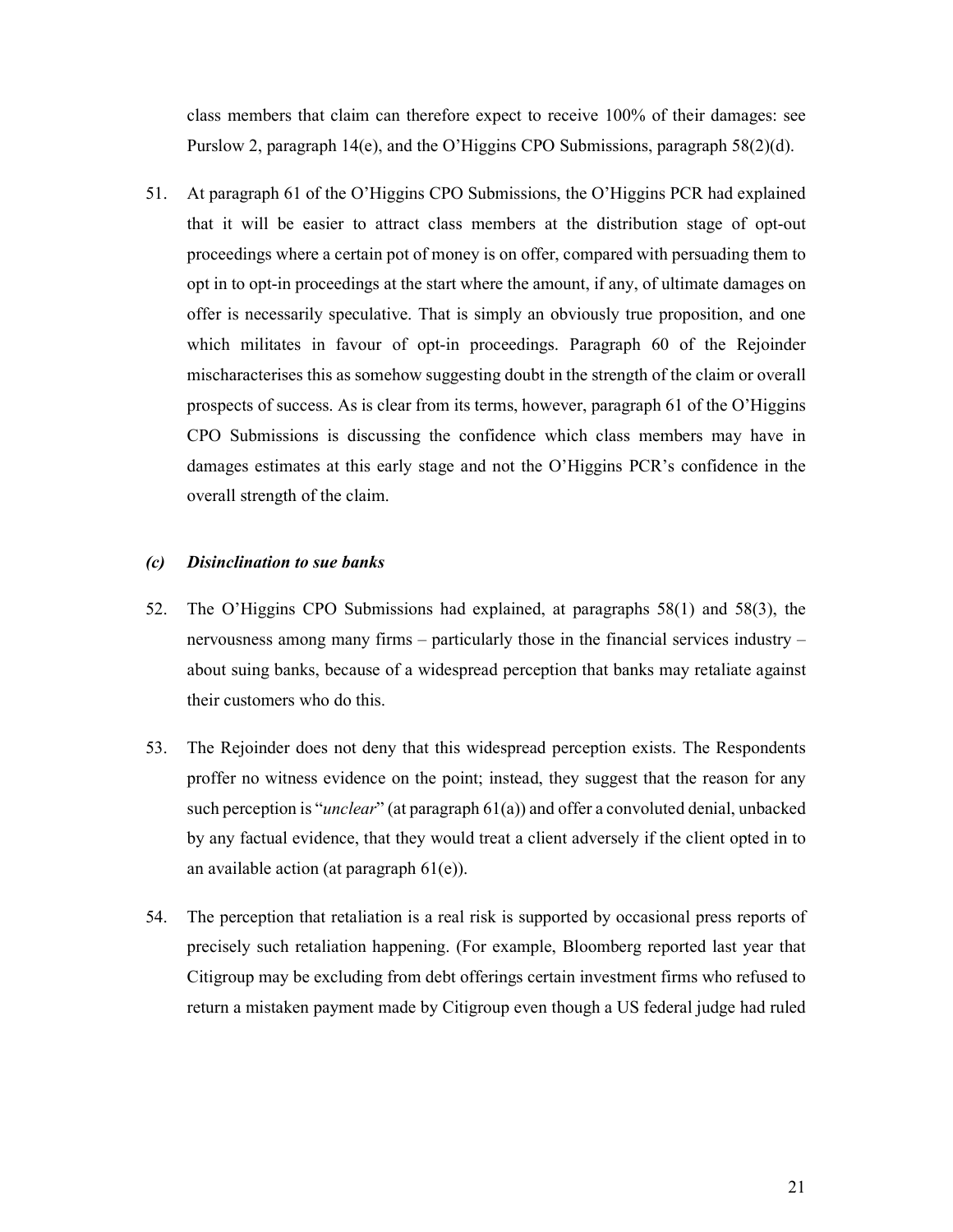class members that claim can therefore expect to receive 100% of their damages: see Purslow 2, paragraph 14(e), and the O'Higgins CPO Submissions, paragraph 58(2)(d).

51. At paragraph 61 of the O'Higgins CPO Submissions, the O'Higgins PCR had explained that it will be easier to attract class members at the distribution stage of opt-out proceedings where a certain pot of money is on offer, compared with persuading them to opt in to opt-in proceedings at the start where the amount, if any, of ultimate damages on offer is necessarily speculative. That is simply an obviously true proposition, and one which militates in favour of opt-in proceedings. Paragraph 60 of the Rejoinder mischaracterises this as somehow suggesting doubt in the strength of the claim or overall prospects of success. As is clear from its terms, however, paragraph 61 of the O'Higgins CPO Submissions is discussing the confidence which class members may have in damages estimates at this early stage and not the O'Higgins PCR's confidence in the overall strength of the claim.

### *(c) Disinclination to sue banks*

52. The O'Higgins CPO Submissions had explained, at paragraphs 58(1) and 58(3), the nervousness among many firms – particularly those in the financial services industry – about suing banks, because of a widespread perception that banks may retaliate against their customers who do this.

53. The Rejoinder does not deny that this widespread perception exists. The Respondents proffer no witness evidence on the point; instead, they suggest that the reason for any such perception is "*unclear*" (at paragraph 61(a)) and offer a convoluted denial, unbacked by any factual evidence, that they would treat a client adversely if the client opted in to an available action (at paragraph 61(e)).

54. The perception that retaliation is a real risk is supported by occasional press reports of precisely such retaliation happening. (For example, Bloomberg reported last year that Citigroup may be excluding from debt offerings certain investment firms who refused to return a mistaken payment made by Citigroup even though a US federal judge had ruled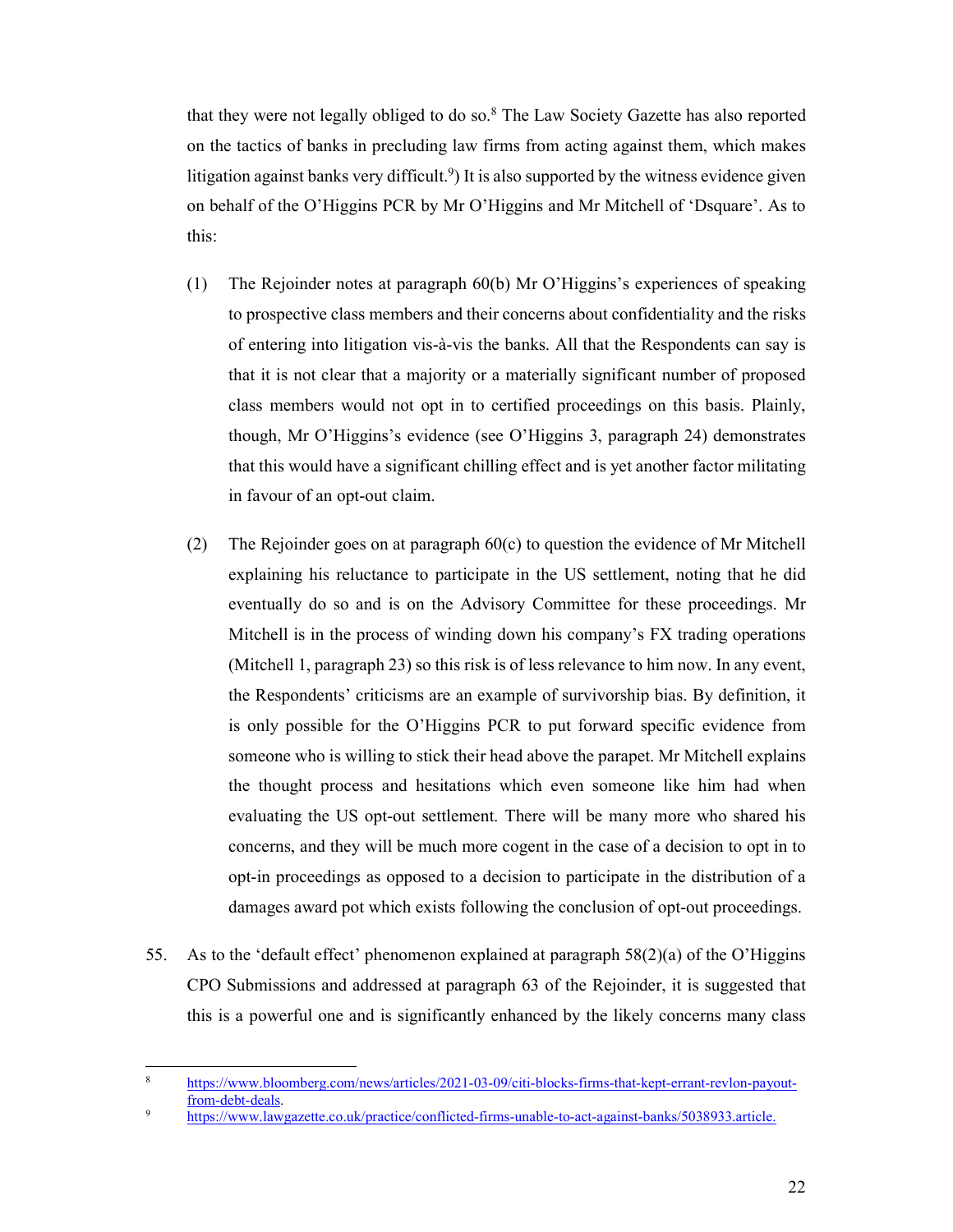that they were not legally obliged to do so.[8] The Law Society Gazette has also reported on the tactics of banks in precluding law firms from acting against them, which makes litigation against banks very difficult.[9]) It is also supported by the witness evidence given on behalf of the O'Higgins PCR by Mr O'Higgins and Mr Mitchell of 'Dsquare'. As to this:

(1) The Rejoinder notes at paragraph 60(b) Mr O'Higgins's experiences of speaking to prospective class members and their concerns about confidentiality and the risks of entering into litigation vis-à-vis the banks. All that the Respondents can say is that it is not clear that a majority or a materially significant number of proposed class members would not opt in to certified proceedings on this basis. Plainly, though, Mr O'Higgins's evidence (see O'Higgins 3, paragraph 24) demonstrates that this would have a significant chilling effect and is yet another factor militating in favour of an opt-out claim.

(2) The Rejoinder goes on at paragraph 60(c) to question the evidence of Mr Mitchell explaining his reluctance to participate in the US settlement, noting that he did eventually do so and is on the Advisory Committee for these proceedings. Mr Mitchell is in the process of winding down his company's FX trading operations (Mitchell 1, paragraph 23) so this risk is of less relevance to him now. In any event, the Respondents' criticisms are an example of survivorship bias. By definition, it is only possible for the O'Higgins PCR to put forward specific evidence from someone who is willing to stick their head above the parapet. Mr Mitchell explains the thought process and hesitations which even someone like him had when evaluating the US opt-out settlement. There will be many more who shared his concerns, and they will be much more cogent in the case of a decision to opt in to opt-in proceedings as opposed to a decision to participate in the distribution of a damages award pot which exists following the conclusion of opt-out proceedings.

55. As to the 'default effect' phenomenon explained at paragraph 58(2)(a) of the O'Higgins CPO Submissions and addressed at paragraph 63 of the Rejoinder, it is suggested that this is a powerful one and is significantly enhanced by the likely concerns many class

---

[8] https://www.bloomberg.com/news/articles/2021-03-09/citi-blocks-firms-that-kept-errant-revlon-payout-from-debt-deals.

[9] https://www.lawgazette.co.uk/practice/conflicted-firms-unable-to-act-against-banks/5038933.article.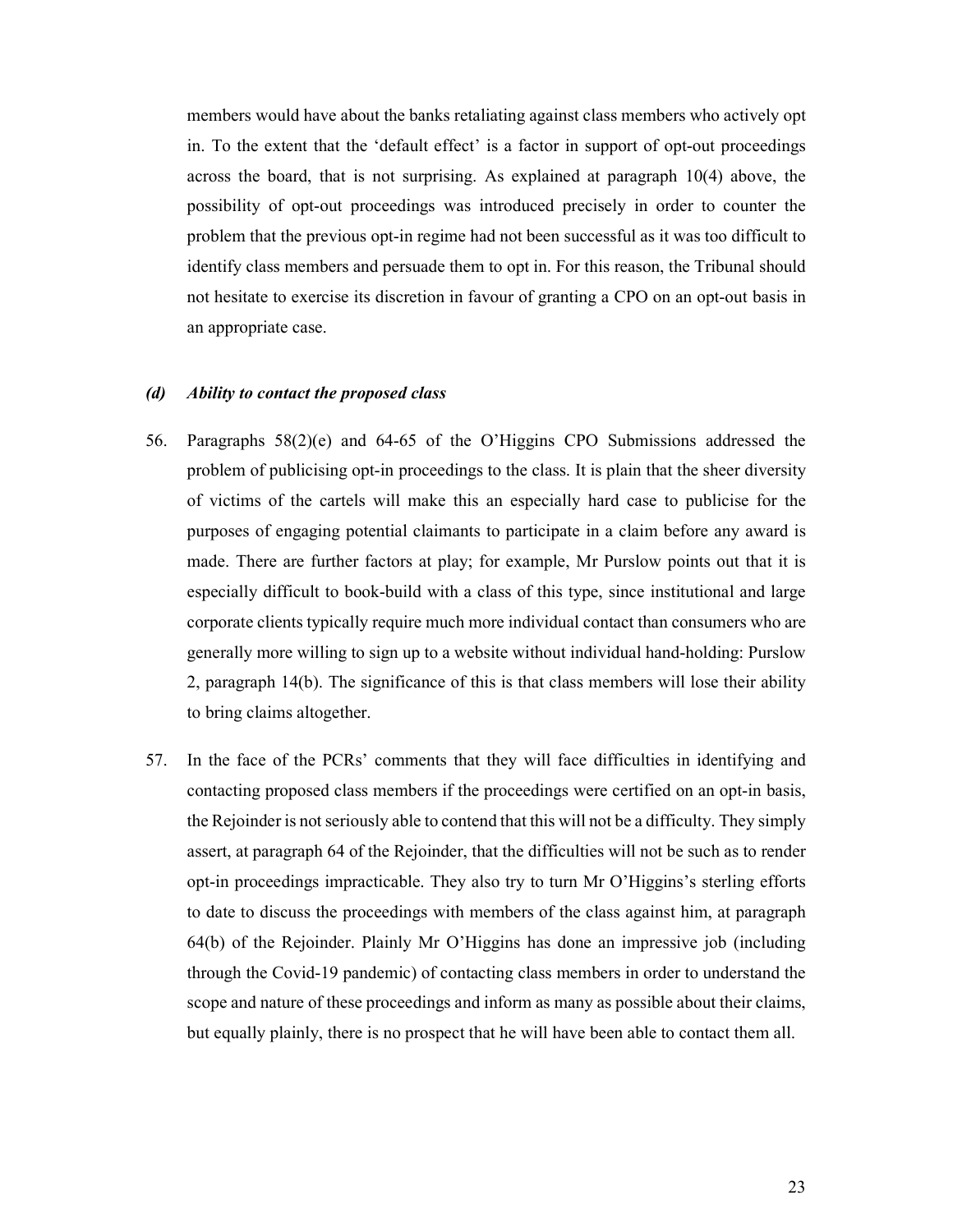members would have about the banks retaliating against class members who actively opt in. To the extent that the 'default effect' is a factor in support of opt-out proceedings across the board, that is not surprising. As explained at paragraph 10(4) above, the possibility of opt-out proceedings was introduced precisely in order to counter the problem that the previous opt-in regime had not been successful as it was too difficult to identify class members and persuade them to opt in. For this reason, the Tribunal should not hesitate to exercise its discretion in favour of granting a CPO on an opt-out basis in an appropriate case.

### *(d) Ability to contact the proposed class*

56. Paragraphs 58(2)(e) and 64-65 of the O'Higgins CPO Submissions addressed the problem of publicising opt-in proceedings to the class. It is plain that the sheer diversity of victims of the cartels will make this an especially hard case to publicise for the purposes of engaging potential claimants to participate in a claim before any award is made. There are further factors at play; for example, Mr Purslow points out that it is especially difficult to book-build with a class of this type, since institutional and large corporate clients typically require much more individual contact than consumers who are generally more willing to sign up to a website without individual hand-holding: Purslow 2, paragraph 14(b). The significance of this is that class members will lose their ability to bring claims altogether.

57. In the face of the PCRs' comments that they will face difficulties in identifying and contacting proposed class members if the proceedings were certified on an opt-in basis, the Rejoinder is not seriously able to contend that this will not be a difficulty. They simply assert, at paragraph 64 of the Rejoinder, that the difficulties will not be such as to render opt-in proceedings impracticable. They also try to turn Mr O'Higgins's sterling efforts to date to discuss the proceedings with members of the class against him, at paragraph 64(b) of the Rejoinder. Plainly Mr O'Higgins has done an impressive job (including through the Covid-19 pandemic) of contacting class members in order to understand the scope and nature of these proceedings and inform as many as possible about their claims, but equally plainly, there is no prospect that he will have been able to contact them all.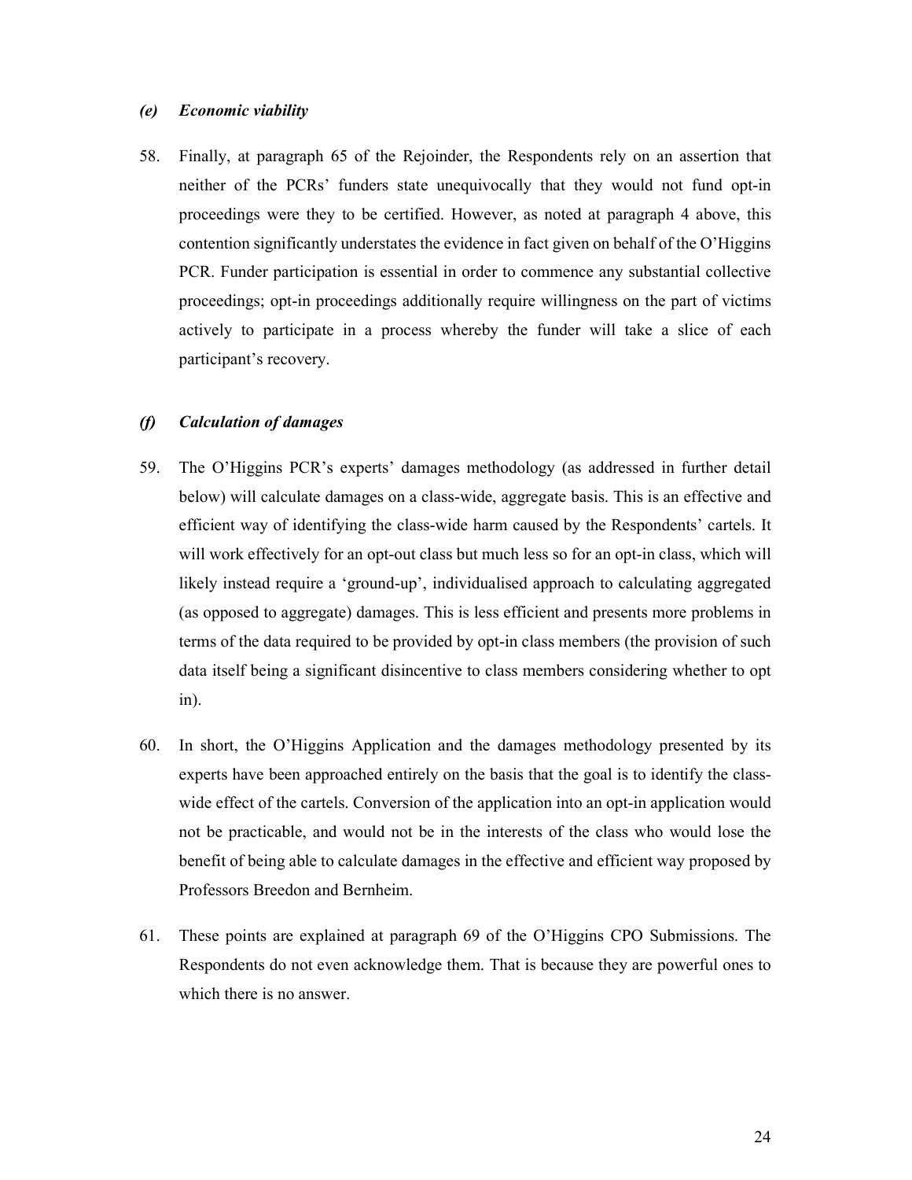### *(e) Economic viability*

58. Finally, at paragraph 65 of the Rejoinder, the Respondents rely on an assertion that neither of the PCRs' funders state unequivocally that they would not fund opt-in proceedings were they to be certified. However, as noted at paragraph 4 above, this contention significantly understates the evidence in fact given on behalf of the O'Higgins PCR. Funder participation is essential in order to commence any substantial collective proceedings; opt-in proceedings additionally require willingness on the part of victims actively to participate in a process whereby the funder will take a slice of each participant's recovery.

### *(f) Calculation of damages*

59. The O'Higgins PCR's experts' damages methodology (as addressed in further detail below) will calculate damages on a class-wide, aggregate basis. This is an effective and efficient way of identifying the class-wide harm caused by the Respondents' cartels. It will work effectively for an opt-out class but much less so for an opt-in class, which will likely instead require a 'ground-up', individualised approach to calculating aggregated (as opposed to aggregate) damages. This is less efficient and presents more problems in terms of the data required to be provided by opt-in class members (the provision of such data itself being a significant disincentive to class members considering whether to opt in).

60. In short, the O'Higgins Application and the damages methodology presented by its experts have been approached entirely on the basis that the goal is to identify the class-wide effect of the cartels. Conversion of the application into an opt-in application would not be practicable, and would not be in the interests of the class who would lose the benefit of being able to calculate damages in the effective and efficient way proposed by Professors Breedon and Bernheim.

61. These points are explained at paragraph 69 of the O'Higgins CPO Submissions. The Respondents do not even acknowledge them. That is because they are powerful ones to which there is no answer.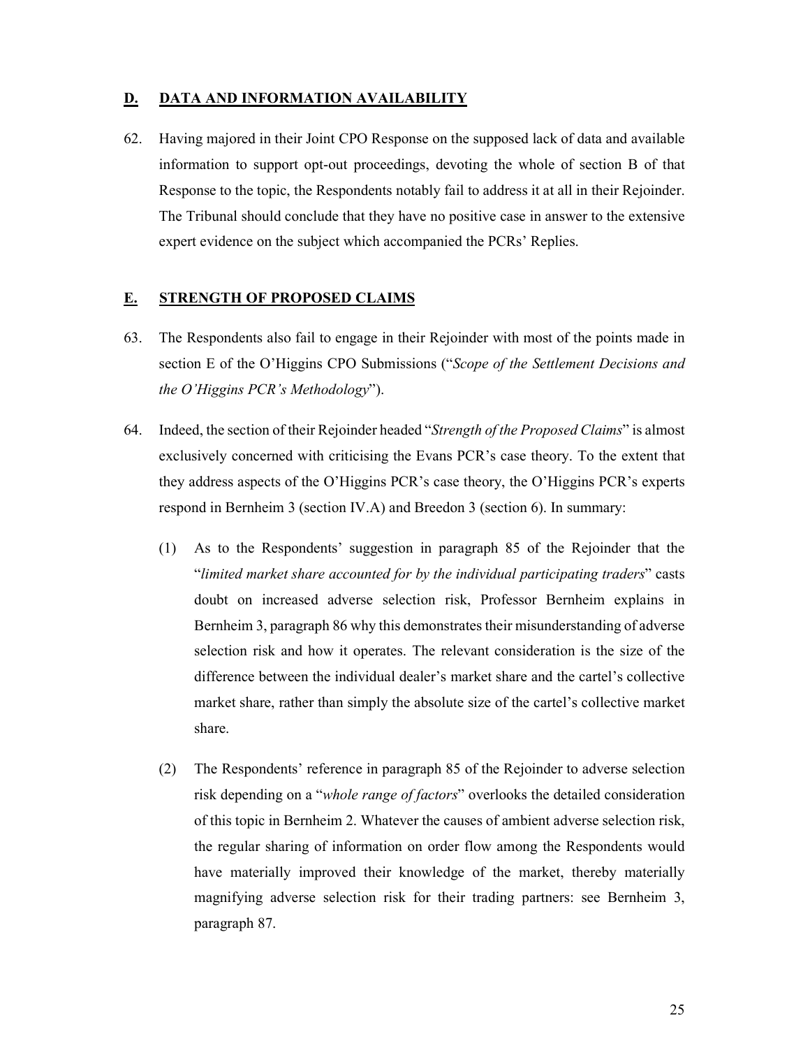## D. DATA AND INFORMATION AVAILABILITY

62. Having majored in their Joint CPO Response on the supposed lack of data and available information to support opt-out proceedings, devoting the whole of section B of that Response to the topic, the Respondents notably fail to address it at all in their Rejoinder. The Tribunal should conclude that they have no positive case in answer to the extensive expert evidence on the subject which accompanied the PCRs' Replies.

## E. STRENGTH OF PROPOSED CLAIMS

63. The Respondents also fail to engage in their Rejoinder with most of the points made in section E of the O'Higgins CPO Submissions ("*Scope of the Settlement Decisions and the O'Higgins PCR's Methodology*").

64. Indeed, the section of their Rejoinder headed "*Strength of the Proposed Claims*" is almost exclusively concerned with criticising the Evans PCR's case theory. To the extent that they address aspects of the O'Higgins PCR's case theory, the O'Higgins PCR's experts respond in Bernheim 3 (section IV.A) and Breedon 3 (section 6). In summary:

    (1) As to the Respondents' suggestion in paragraph 85 of the Rejoinder that the "*limited market share accounted for by the individual participating traders*" casts doubt on increased adverse selection risk, Professor Bernheim explains in Bernheim 3, paragraph 86 why this demonstrates their misunderstanding of adverse selection risk and how it operates. The relevant consideration is the size of the difference between the individual dealer's market share and the cartel's collective market share, rather than simply the absolute size of the cartel's collective market share.

    (2) The Respondents' reference in paragraph 85 of the Rejoinder to adverse selection risk depending on a "*whole range of factors*" overlooks the detailed consideration of this topic in Bernheim 2. Whatever the causes of ambient adverse selection risk, the regular sharing of information on order flow among the Respondents would have materially improved their knowledge of the market, thereby materially magnifying adverse selection risk for their trading partners: see Bernheim 3, paragraph 87.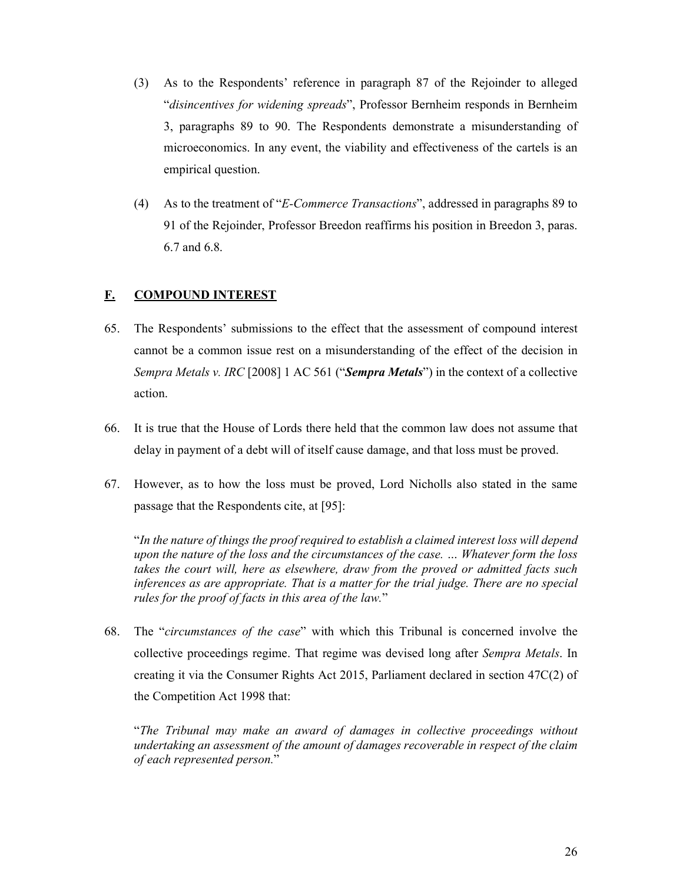(3) As to the Respondents' reference in paragraph 87 of the Rejoinder to alleged "*disincentives for widening spreads*", Professor Bernheim responds in Bernheim 3, paragraphs 89 to 90. The Respondents demonstrate a misunderstanding of microeconomics. In any event, the viability and effectiveness of the cartels is an empirical question.

(4) As to the treatment of "*E-Commerce Transactions*", addressed in paragraphs 89 to 91 of the Rejoinder, Professor Breedon reaffirms his position in Breedon 3, paras. 6.7 and 6.8.

## F. COMPOUND INTEREST

65. The Respondents' submissions to the effect that the assessment of compound interest cannot be a common issue rest on a misunderstanding of the effect of the decision in *Sempra Metals v. IRC* [2008] 1 AC 561 ("***Sempra Metals***") in the context of a collective action.

66. It is true that the House of Lords there held that the common law does not assume that delay in payment of a debt will of itself cause damage, and that loss must be proved.

67. However, as to how the loss must be proved, Lord Nicholls also stated in the same passage that the Respondents cite, at [95]:

"*In the nature of things the proof required to establish a claimed interest loss will depend upon the nature of the loss and the circumstances of the case. … Whatever form the loss takes the court will, here as elsewhere, draw from the proved or admitted facts such inferences as are appropriate. That is a matter for the trial judge. There are no special rules for the proof of facts in this area of the law.*"

68. The "*circumstances of the case*" with which this Tribunal is concerned involve the collective proceedings regime. That regime was devised long after *Sempra Metals*. In creating it via the Consumer Rights Act 2015, Parliament declared in section 47C(2) of the Competition Act 1998 that:

"*The Tribunal may make an award of damages in collective proceedings without undertaking an assessment of the amount of damages recoverable in respect of the claim of each represented person.*"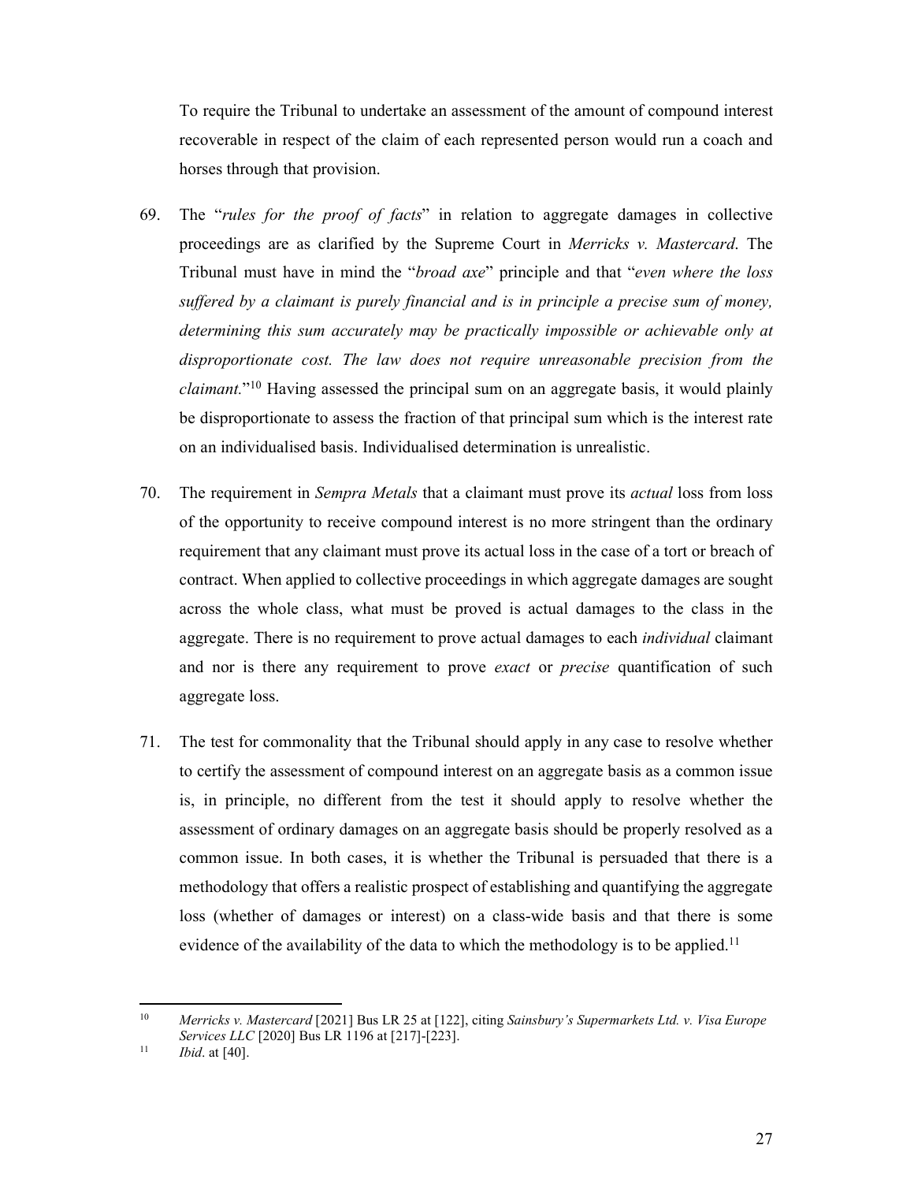To require the Tribunal to undertake an assessment of the amount of compound interest recoverable in respect of the claim of each represented person would run a coach and horses through that provision.

69. The "*rules for the proof of facts*" in relation to aggregate damages in collective proceedings are as clarified by the Supreme Court in *Merricks v. Mastercard*. The Tribunal must have in mind the "*broad axe*" principle and that "*even where the loss suffered by a claimant is purely financial and is in principle a precise sum of money, determining this sum accurately may be practically impossible or achievable only at disproportionate cost. The law does not require unreasonable precision from the claimant.*"[10] Having assessed the principal sum on an aggregate basis, it would plainly be disproportionate to assess the fraction of that principal sum which is the interest rate on an individualised basis. Individualised determination is unrealistic.

70. The requirement in *Sempra Metals* that a claimant must prove its *actual* loss from loss of the opportunity to receive compound interest is no more stringent than the ordinary requirement that any claimant must prove its actual loss in the case of a tort or breach of contract. When applied to collective proceedings in which aggregate damages are sought across the whole class, what must be proved is actual damages to the class in the aggregate. There is no requirement to prove actual damages to each *individual* claimant and nor is there any requirement to prove *exact* or *precise* quantification of such aggregate loss.

71. The test for commonality that the Tribunal should apply in any case to resolve whether to certify the assessment of compound interest on an aggregate basis as a common issue is, in principle, no different from the test it should apply to resolve whether the assessment of ordinary damages on an aggregate basis should be properly resolved as a common issue. In both cases, it is whether the Tribunal is persuaded that there is a methodology that offers a realistic prospect of establishing and quantifying the aggregate loss (whether of damages or interest) on a class-wide basis and that there is some evidence of the availability of the data to which the methodology is to be applied.[11]

---

[10] *Merricks v. Mastercard* [2021] Bus LR 25 at [122], citing *Sainsbury's Supermarkets Ltd. v. Visa Europe Services LLC* [2020] Bus LR 1196 at [217]-[223].

[11] *Ibid*. at [40].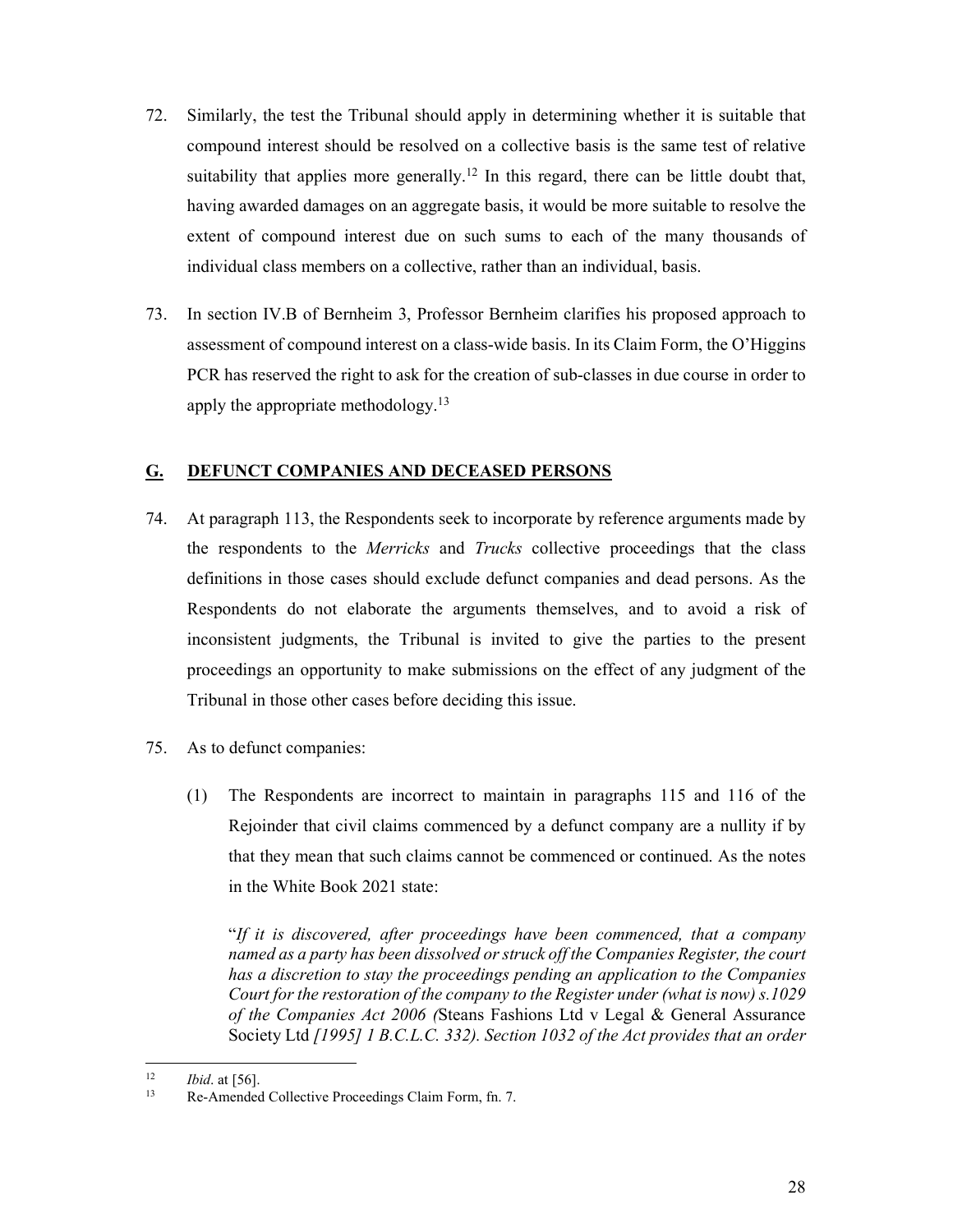72. Similarly, the test the Tribunal should apply in determining whether it is suitable that compound interest should be resolved on a collective basis is the same test of relative suitability that applies more generally.[12] In this regard, there can be little doubt that, having awarded damages on an aggregate basis, it would be more suitable to resolve the extent of compound interest due on such sums to each of the many thousands of individual class members on a collective, rather than an individual, basis.

73. In section IV.B of Bernheim 3, Professor Bernheim clarifies his proposed approach to assessment of compound interest on a class-wide basis. In its Claim Form, the O'Higgins PCR has reserved the right to ask for the creation of sub-classes in due course in order to apply the appropriate methodology.[13]

## G. DEFUNCT COMPANIES AND DECEASED PERSONS

74. At paragraph 113, the Respondents seek to incorporate by reference arguments made by the respondents to the *Merricks* and *Trucks* collective proceedings that the class definitions in those cases should exclude defunct companies and dead persons. As the Respondents do not elaborate the arguments themselves, and to avoid a risk of inconsistent judgments, the Tribunal is invited to give the parties to the present proceedings an opportunity to make submissions on the effect of any judgment of the Tribunal in those other cases before deciding this issue.

75. As to defunct companies:

    (1) The Respondents are incorrect to maintain in paragraphs 115 and 116 of the Rejoinder that civil claims commenced by a defunct company are a nullity if by that they mean that such claims cannot be commenced or continued. As the notes in the White Book 2021 state:

    "*If it is discovered, after proceedings have been commenced, that a company named as a party has been dissolved or struck off the Companies Register, the court has a discretion to stay the proceedings pending an application to the Companies Court for the restoration of the company to the Register under (what is now) s.1029 of the Companies Act 2006 (*Steans Fashions Ltd v Legal & General Assurance Society Ltd *[1995] 1 B.C.L.C. 332). Section 1032 of the Act provides that an order*

---

[12] *Ibid*. at [56].

[13] Re-Amended Collective Proceedings Claim Form, fn. 7.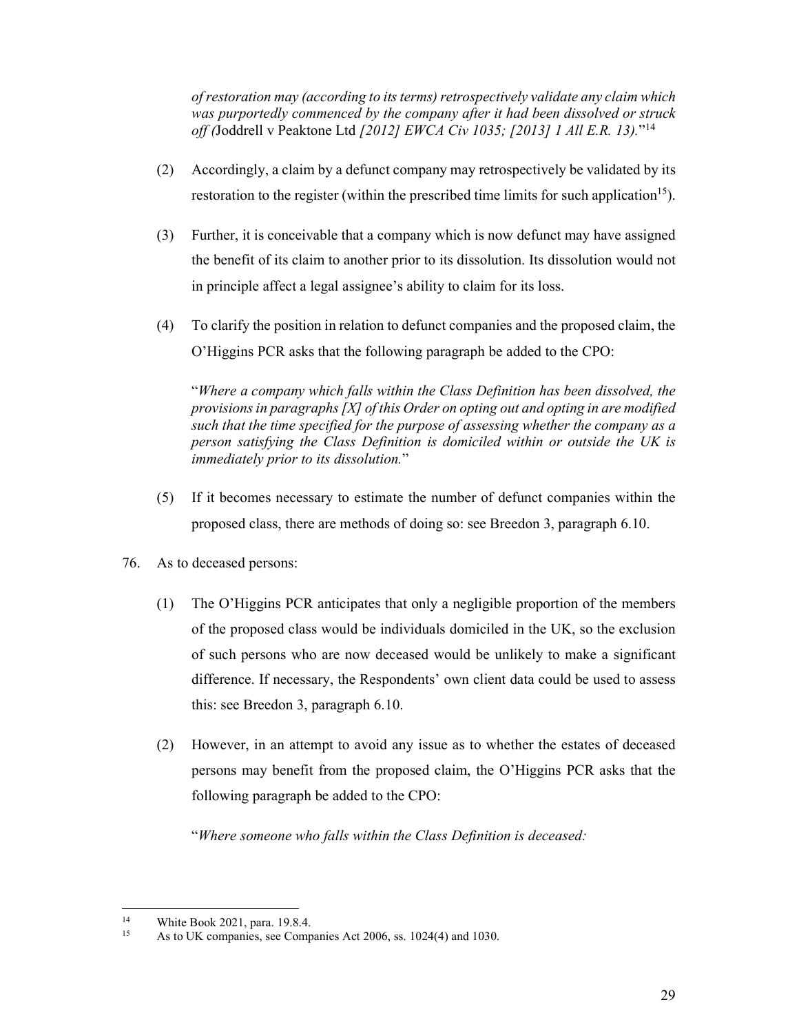*of restoration may (according to its terms) retrospectively validate any claim which was purportedly commenced by the company after it had been dissolved or struck off (*Joddrell v Peaktone Ltd *[2012] EWCA Civ 1035; [2013] 1 All E.R. 13).*"[14]

(2) Accordingly, a claim by a defunct company may retrospectively be validated by its restoration to the register (within the prescribed time limits for such application[15]).

(3) Further, it is conceivable that a company which is now defunct may have assigned the benefit of its claim to another prior to its dissolution. Its dissolution would not in principle affect a legal assignee's ability to claim for its loss.

(4) To clarify the position in relation to defunct companies and the proposed claim, the O'Higgins PCR asks that the following paragraph be added to the CPO:

"*Where a company which falls within the Class Definition has been dissolved, the provisions in paragraphs [X] of this Order on opting out and opting in are modified such that the time specified for the purpose of assessing whether the company as a person satisfying the Class Definition is domiciled within or outside the UK is immediately prior to its dissolution.*"

(5) If it becomes necessary to estimate the number of defunct companies within the proposed class, there are methods of doing so: see Breedon 3, paragraph 6.10.

76. As to deceased persons:

(1) The O'Higgins PCR anticipates that only a negligible proportion of the members of the proposed class would be individuals domiciled in the UK, so the exclusion of such persons who are now deceased would be unlikely to make a significant difference. If necessary, the Respondents' own client data could be used to assess this: see Breedon 3, paragraph 6.10.

(2) However, in an attempt to avoid any issue as to whether the estates of deceased persons may benefit from the proposed claim, the O'Higgins PCR asks that the following paragraph be added to the CPO:

"*Where someone who falls within the Class Definition is deceased:*

---

[14] White Book 2021, para. 19.8.4.

[15] As to UK companies, see Companies Act 2006, ss. 1024(4) and 1030.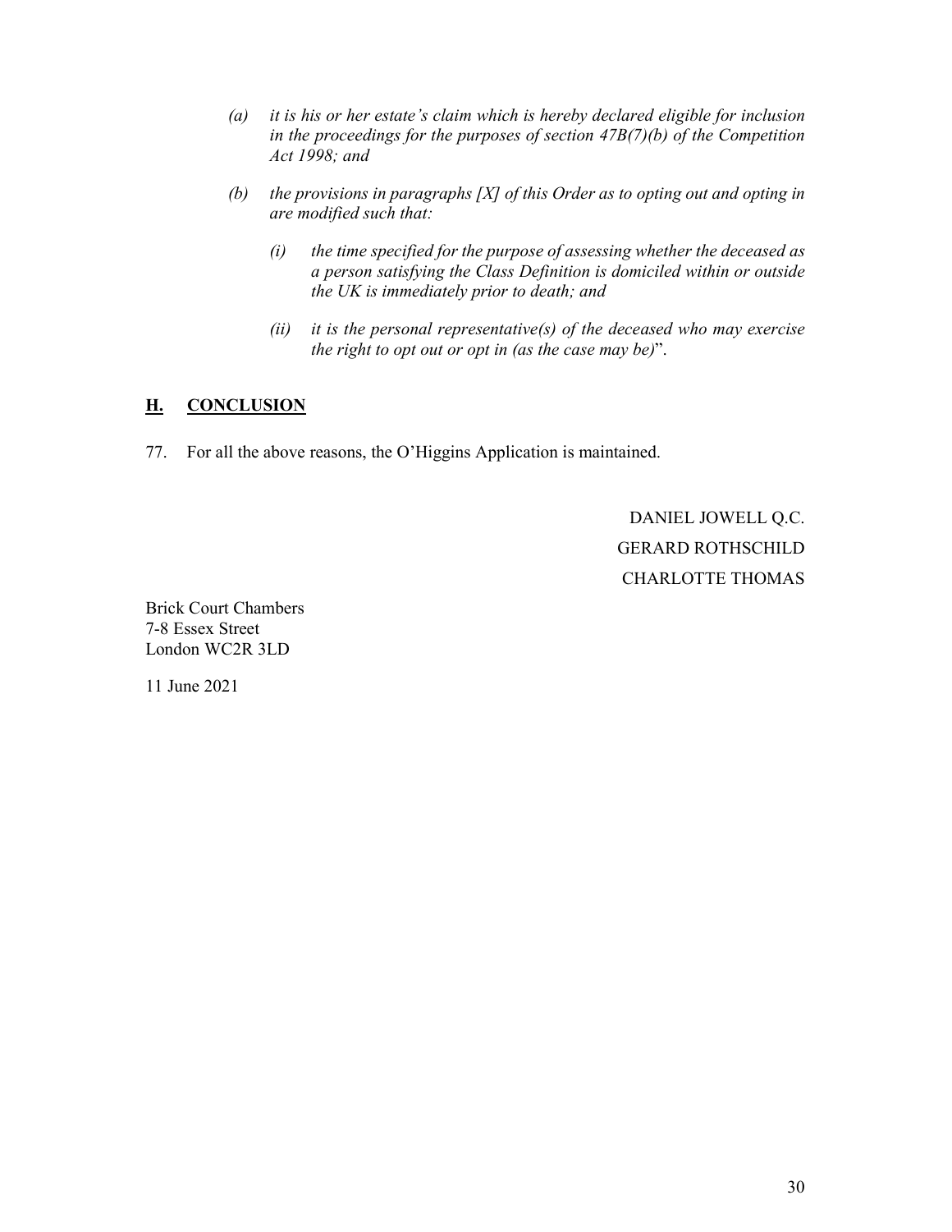*(a) it is his or her estate's claim which is hereby declared eligible for inclusion in the proceedings for the purposes of section 47B(7)(b) of the Competition Act 1998; and*

*(b) the provisions in paragraphs [X] of this Order as to opting out and opting in are modified such that:*

*(i) the time specified for the purpose of assessing whether the deceased as a person satisfying the Class Definition is domiciled within or outside the UK is immediately prior to death; and*

*(ii) it is the personal representative(s) of the deceased who may exercise the right to opt out or opt in (as the case may be)*".

## **H. CONCLUSION**

77. For all the above reasons, the O'Higgins Application is maintained.

DANIEL JOWELL Q.C.

GERARD ROTHSCHILD

CHARLOTTE THOMAS

Brick Court Chambers
7-8 Essex Street
London WC2R 3LD

11 June 2021